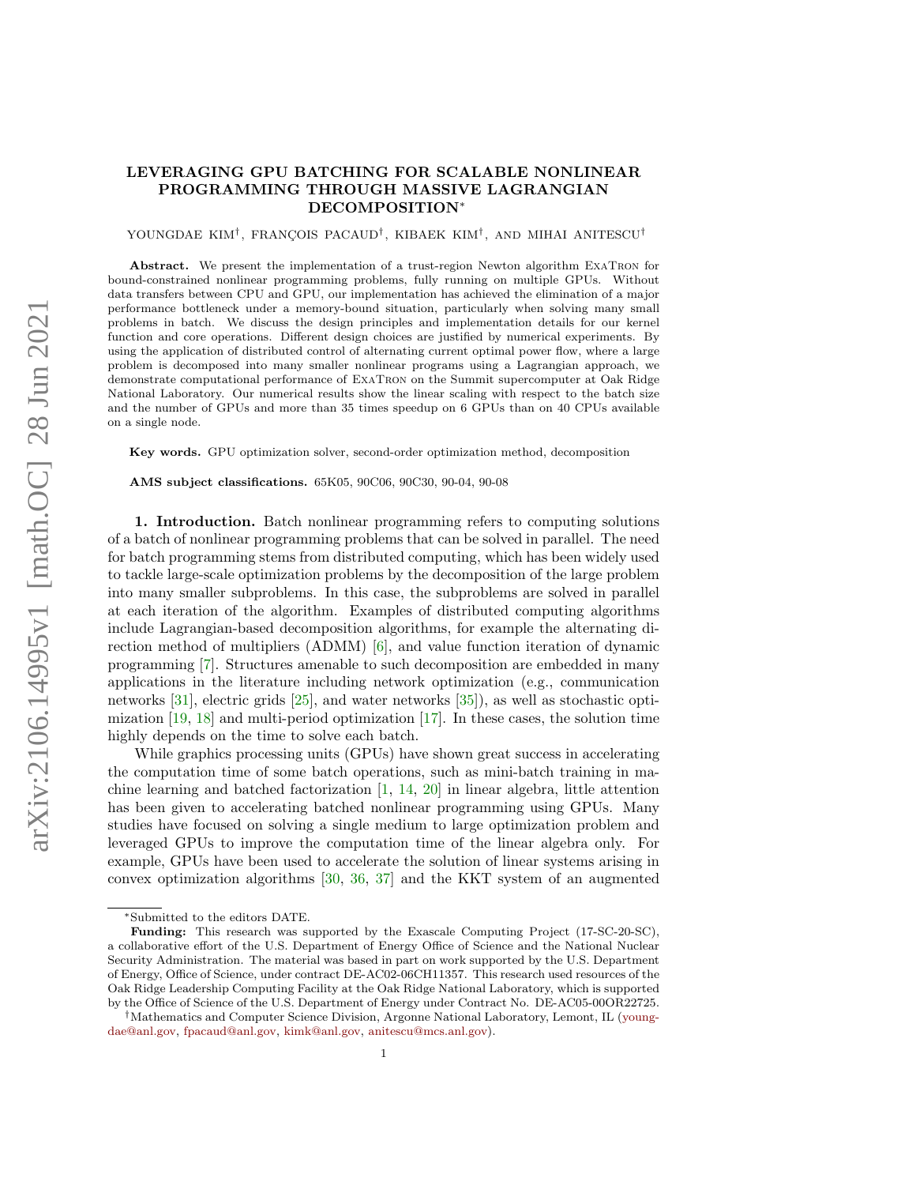# LEVERAGING GPU BATCHING FOR SCALABLE NONLINEAR PROGRAMMING THROUGH MASSIVE LAGRANGIAN DECOMPOSITION*

YOUNGDAE KIM†, FRANÇOIS PACAUD†, KIBAEK KIM†, AND MIHAI ANITESCU†

**Abstract.** We present the implementation of a trust-region Newton algorithm ExaTron for bound-constrained nonlinear programming problems, fully running on multiple GPUs. Without data transfers between CPU and GPU, our implementation has achieved the elimination of a major performance bottleneck under a memory-bound situation, particularly when solving many small problems in batch. We discuss the design principles and implementation details for our kernel function and core operations. Different design choices are justified by numerical experiments. By using the application of distributed control of alternating current optimal power flow, where a large problem is decomposed into many smaller nonlinear programs using a Lagrangian approach, we demonstrate computational performance of ExaTron on the Summit supercomputer at Oak Ridge National Laboratory. Our numerical results show the linear scaling with respect to the batch size and the number of GPUs and more than 35 times speedup on 6 GPUs than on 40 CPUs available on a single node.

**Key words.** GPU optimization solver, second-order optimization method, decomposition

**AMS subject classifications.** 65K05, 90C06, 90C30, 90-04, 90-08

## 1. Introduction.

Batch nonlinear programming refers to computing solutions of a batch of nonlinear programming problems that can be solved in parallel. The need for batch programming stems from distributed computing, which has been widely used to tackle large-scale optimization problems by the decomposition of the large problem into many smaller subproblems. In this case, the subproblems are solved in parallel at each iteration of the algorithm. Examples of distributed computing algorithms include Lagrangian-based decomposition algorithms, for example the alternating direction method of multipliers (ADMM) [6], and value function iteration of dynamic programming [7]. Structures amenable to such decomposition are embedded in many applications in the literature including network optimization (e.g., communication networks [31], electric grids [25], and water networks [35]), as well as stochastic optimization [19, 18] and multi-period optimization [17]. In these cases, the solution time highly depends on the time to solve each batch.

While graphics processing units (GPUs) have shown great success in accelerating the computation time of some batch operations, such as mini-batch training in machine learning and batched factorization [1, 14, 20] in linear algebra, little attention has been given to accelerating batched nonlinear programming using GPUs. Many studies have focused on solving a single medium to large optimization problem and leveraged GPUs to improve the computation time of the linear algebra only. For example, GPUs have been used to accelerate the solution of linear systems arising in convex optimization algorithms [30, 36, 37] and the KKT system of an augmented

---

*Submitted to the editors DATE.

**Funding:** This research was supported by the Exascale Computing Project (17-SC-20-SC), a collaborative effort of the U.S. Department of Energy Office of Science and the National Nuclear Security Administration. The material was based in part on work supported by the U.S. Department of Energy, Office of Science, under contract DE-AC02-06CH11357. This research used resources of the Oak Ridge Leadership Computing Facility at the Oak Ridge National Laboratory, which is supported by the Office of Science of the U.S. Department of Energy under Contract No. DE-AC05-00OR22725.

†Mathematics and Computer Science Division, Argonne National Laboratory, Lemont, IL (youngdae@anl.gov, fpacaud@anl.gov, kimk@anl.gov, anitescu@mcs.anl.gov).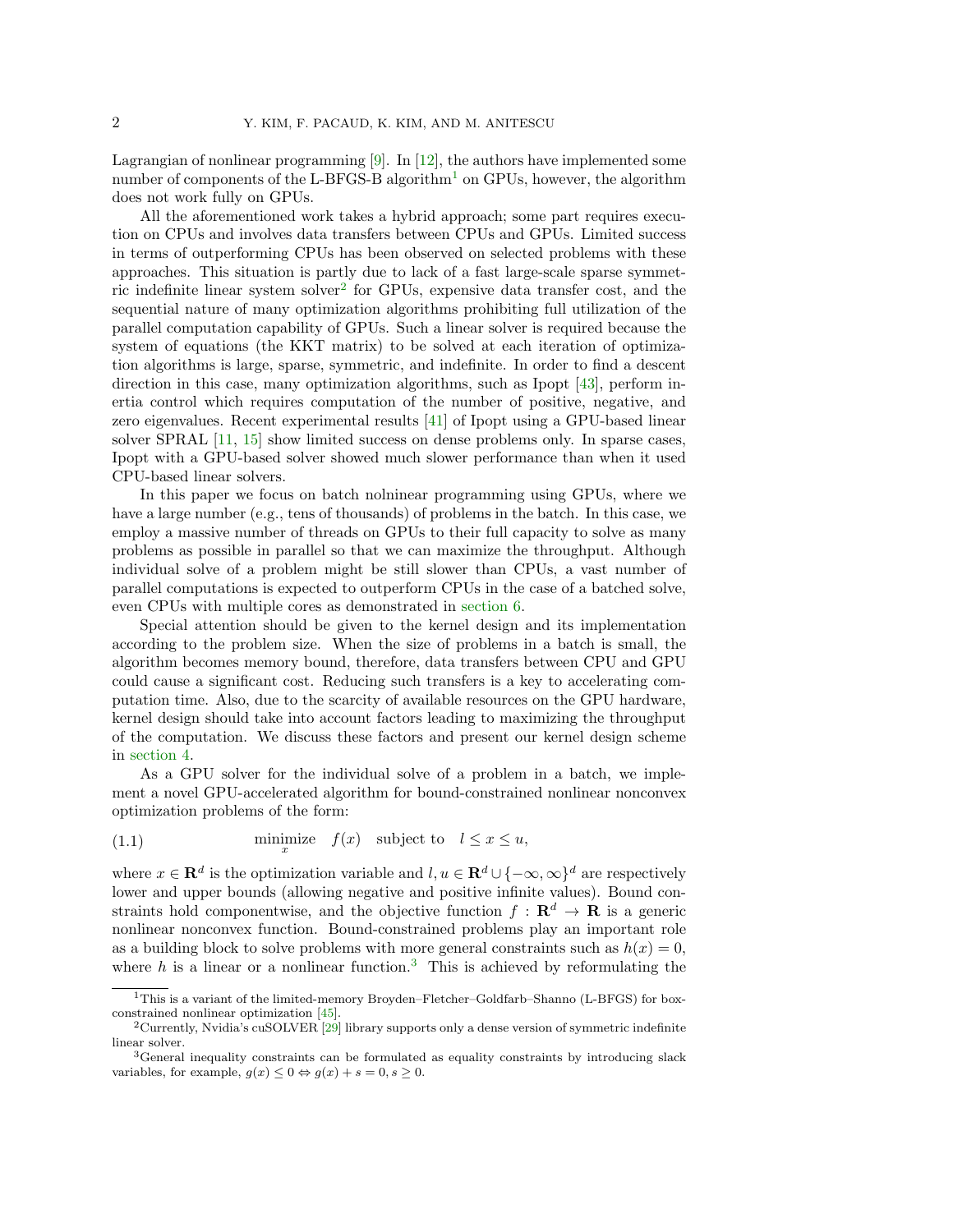Lagrangian of nonlinear programming [9]. In [12], the authors have implemented some number of components of the L-BFGS-B algorithm[1] on GPUs, however, the algorithm does not work fully on GPUs.

All the aforementioned work takes a hybrid approach; some part requires execution on CPUs and involves data transfers between CPUs and GPUs. Limited success in terms of outperforming CPUs has been observed on selected problems with these approaches. This situation is partly due to lack of a fast large-scale sparse symmetric indefinite linear system solver[2] for GPUs, expensive data transfer cost, and the sequential nature of many optimization algorithms prohibiting full utilization of the parallel computation capability of GPUs. Such a linear solver is required because the system of equations (the KKT matrix) to be solved at each iteration of optimization algorithms is large, sparse, symmetric, and indefinite. In order to find a descent direction in this case, many optimization algorithms, such as Ipopt [43], perform inertia control which requires computation of the number of positive, negative, and zero eigenvalues. Recent experimental results [41] of Ipopt using a GPU-based linear solver SPRAL [11, 15] show limited success on dense problems only. In sparse cases, Ipopt with a GPU-based solver showed much slower performance than when it used CPU-based linear solvers.

In this paper we focus on batch nolninear programming using GPUs, where we have a large number (e.g., tens of thousands) of problems in the batch. In this case, we employ a massive number of threads on GPUs to their full capacity to solve as many problems as possible in parallel so that we can maximize the throughput. Although individual solve of a problem might be still slower than CPUs, a vast number of parallel computations is expected to outperform CPUs in the case of a batched solve, even CPUs with multiple cores as demonstrated in section 6.

Special attention should be given to the kernel design and its implementation according to the problem size. When the size of problems in a batch is small, the algorithm becomes memory bound, therefore, data transfers between CPU and GPU could cause a significant cost. Reducing such transfers is a key to accelerating computation time. Also, due to the scarcity of available resources on the GPU hardware, kernel design should take into account factors leading to maximizing the throughput of the computation. We discuss these factors and present our kernel design scheme in section 4.

As a GPU solver for the individual solve of a problem in a batch, we implement a novel GPU-accelerated algorithm for bound-constrained nonlinear nonconvex optimization problems of the form:

$$\underset{x}{\text{minimize}} \quad f(x) \quad \text{subject to} \quad l \leq x \leq u, \tag{1.1}$$

where $x \in \mathbf{R}^d$ is the optimization variable and $l, u \in \mathbf{R}^d \cup \{-\infty, \infty\}^d$ are respectively lower and upper bounds (allowing negative and positive infinite values). Bound constraints hold componentwise, and the objective function $f : \mathbf{R}^d \to \mathbf{R}$ is a generic nonlinear nonconvex function. Bound-constrained problems play an important role as a building block to solve problems with more general constraints such as $h(x) = 0$, where $h$ is a linear or a nonlinear function.[3] This is achieved by reformulating the

[1] This is a variant of the limited-memory Broyden–Fletcher–Goldfarb–Shanno (L-BFGS) for box-constrained nonlinear optimization [45].

[2] Currently, Nvidia's cuSOLVER [29] library supports only a dense version of symmetric indefinite linear solver.

[3] General inequality constraints can be formulated as equality constraints by introducing slack variables, for example, $g(x) \leq 0 \Leftrightarrow g(x) + s = 0, s \geq 0$.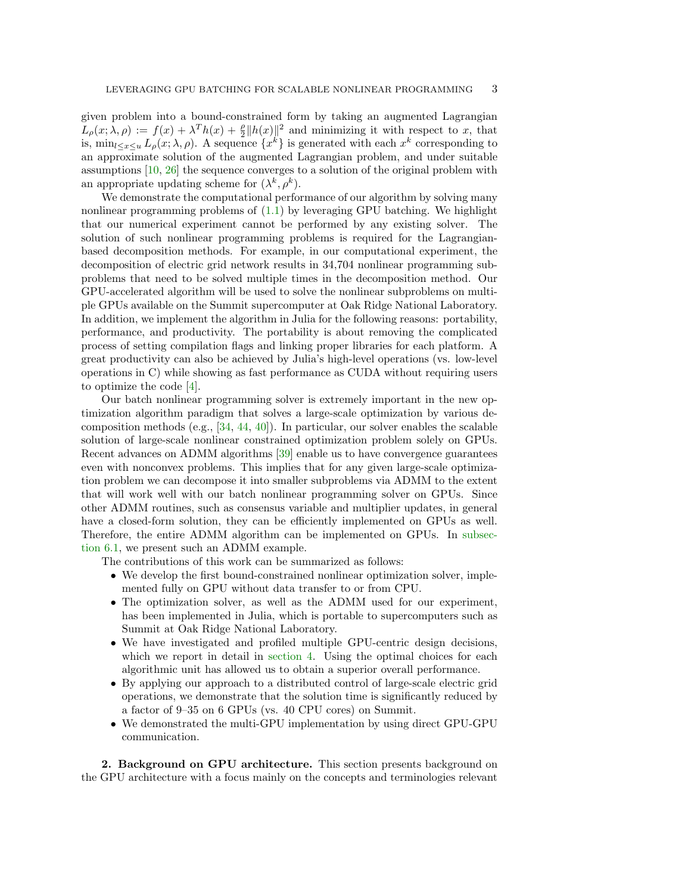given problem into a bound-constrained form by taking an augmented Lagrangian $L_\rho(x;\lambda,\rho) := f(x) + \lambda^T h(x) + \frac{\rho}{2}\|h(x)\|^2$ and minimizing it with respect to $x$, that is, $\min_{l\le x\le u} L_\rho(x;\lambda,\rho)$. A sequence $\{x^k\}$ is generated with each $x^k$ corresponding to an approximate solution of the augmented Lagrangian problem, and under suitable assumptions [10, 26] the sequence converges to a solution of the original problem with an appropriate updating scheme for $(\lambda^k, \rho^k)$.

We demonstrate the computational performance of our algorithm by solving many nonlinear programming problems of (1.1) by leveraging GPU batching. We highlight that our numerical experiment cannot be performed by any existing solver. The solution of such nonlinear programming problems is required for the Lagrangian-based decomposition methods. For example, in our computational experiment, the decomposition of electric grid network results in 34,704 nonlinear programming subproblems that need to be solved multiple times in the decomposition method. Our GPU-accelerated algorithm will be used to solve the nonlinear subproblems on multiple GPUs available on the Summit supercomputer at Oak Ridge National Laboratory. In addition, we implement the algorithm in Julia for the following reasons: portability, performance, and productivity. The portability is about removing the complicated process of setting compilation flags and linking proper libraries for each platform. A great productivity can also be achieved by Julia's high-level operations (vs. low-level operations in C) while showing as fast performance as CUDA without requiring users to optimize the code [4].

Our batch nonlinear programming solver is extremely important in the new optimization algorithm paradigm that solves a large-scale optimization by various decomposition methods (e.g., [34, 44, 40]). In particular, our solver enables the scalable solution of large-scale nonlinear constrained optimization problem solely on GPUs. Recent advances on ADMM algorithms [39] enable us to have convergence guarantees even with nonconvex problems. This implies that for any given large-scale optimization problem we can decompose it into smaller subproblems via ADMM to the extent that will work well with our batch nonlinear programming solver on GPUs. Since other ADMM routines, such as consensus variable and multiplier updates, in general have a closed-form solution, they can be efficiently implemented on GPUs as well. Therefore, the entire ADMM algorithm can be implemented on GPUs. In subsection 6.1, we present such an ADMM example.

The contributions of this work can be summarized as follows:

- We develop the first bound-constrained nonlinear optimization solver, implemented fully on GPU without data transfer to or from CPU.
- The optimization solver, as well as the ADMM used for our experiment, has been implemented in Julia, which is portable to supercomputers such as Summit at Oak Ridge National Laboratory.
- We have investigated and profiled multiple GPU-centric design decisions, which we report in detail in section 4. Using the optimal choices for each algorithmic unit has allowed us to obtain a superior overall performance.
- By applying our approach to a distributed control of large-scale electric grid operations, we demonstrate that the solution time is significantly reduced by a factor of 9–35 on 6 GPUs (vs. 40 CPU cores) on Summit.
- We demonstrated the multi-GPU implementation by using direct GPU-GPU communication.

## 2. Background on GPU architecture.

This section presents background on the GPU architecture with a focus mainly on the concepts and terminologies relevant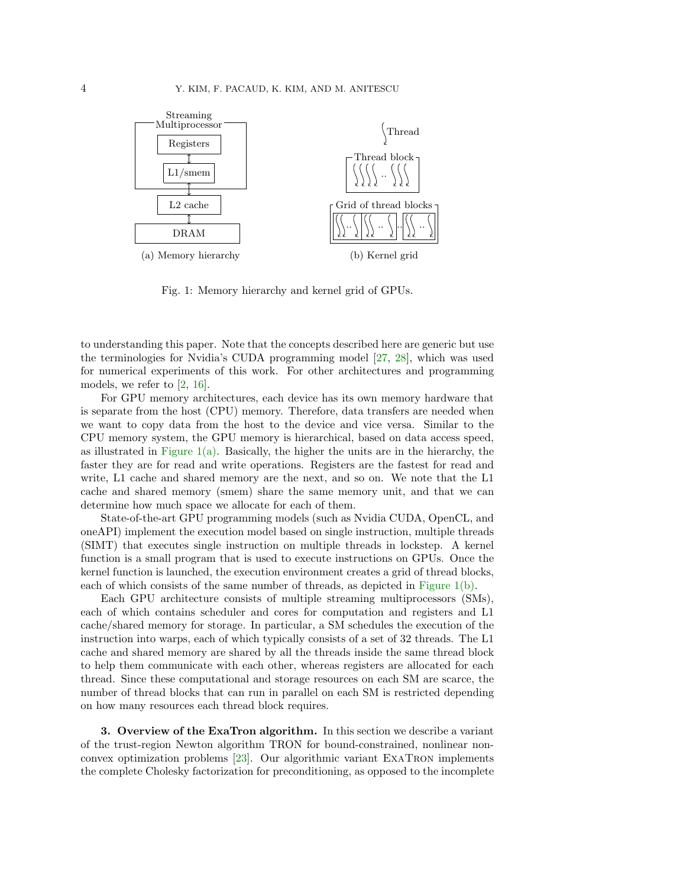Fig. 1: Memory hierarchy and kernel grid of GPUs.

to understanding this paper. Note that the concepts described here are generic but use the terminologies for Nvidia's CUDA programming model [27, 28], which was used for numerical experiments of this work. For other architectures and programming models, we refer to [2, 16].

For GPU memory architectures, each device has its own memory hardware that is separate from the host (CPU) memory. Therefore, data transfers are needed when we want to copy data from the host to the device and vice versa. Similar to the CPU memory system, the GPU memory is hierarchical, based on data access speed, as illustrated in Figure 1(a). Basically, the higher the units are in the hierarchy, the faster they are for read and write operations. Registers are the fastest for read and write, L1 cache and shared memory are the next, and so on. We note that the L1 cache and shared memory (smem) share the same memory unit, and that we can determine how much space we allocate for each of them.

State-of-the-art GPU programming models (such as Nvidia CUDA, OpenCL, and oneAPI) implement the execution model based on single instruction, multiple threads (SIMT) that executes single instruction on multiple threads in lockstep. A kernel function is a small program that is used to execute instructions on GPUs. Once the kernel function is launched, the execution environment creates a grid of thread blocks, each of which consists of the same number of threads, as depicted in Figure 1(b).

Each GPU architecture consists of multiple streaming multiprocessors (SMs), each of which contains scheduler and cores for computation and registers and L1 cache/shared memory for storage. In particular, a SM schedules the execution of the instruction into warps, each of which typically consists of a set of 32 threads. The L1 cache and shared memory are shared by all the threads inside the same thread block to help them communicate with each other, whereas registers are allocated for each thread. Since these computational and storage resources on each SM are scarce, the number of thread blocks that can run in parallel on each SM is restricted depending on how many resources each thread block requires.

**3. Overview of the ExaTron algorithm.** In this section we describe a variant of the trust-region Newton algorithm TRON for bound-constrained, nonlinear nonconvex optimization problems [23]. Our algorithmic variant ExaTron implements the complete Cholesky factorization for preconditioning, as opposed to the incomplete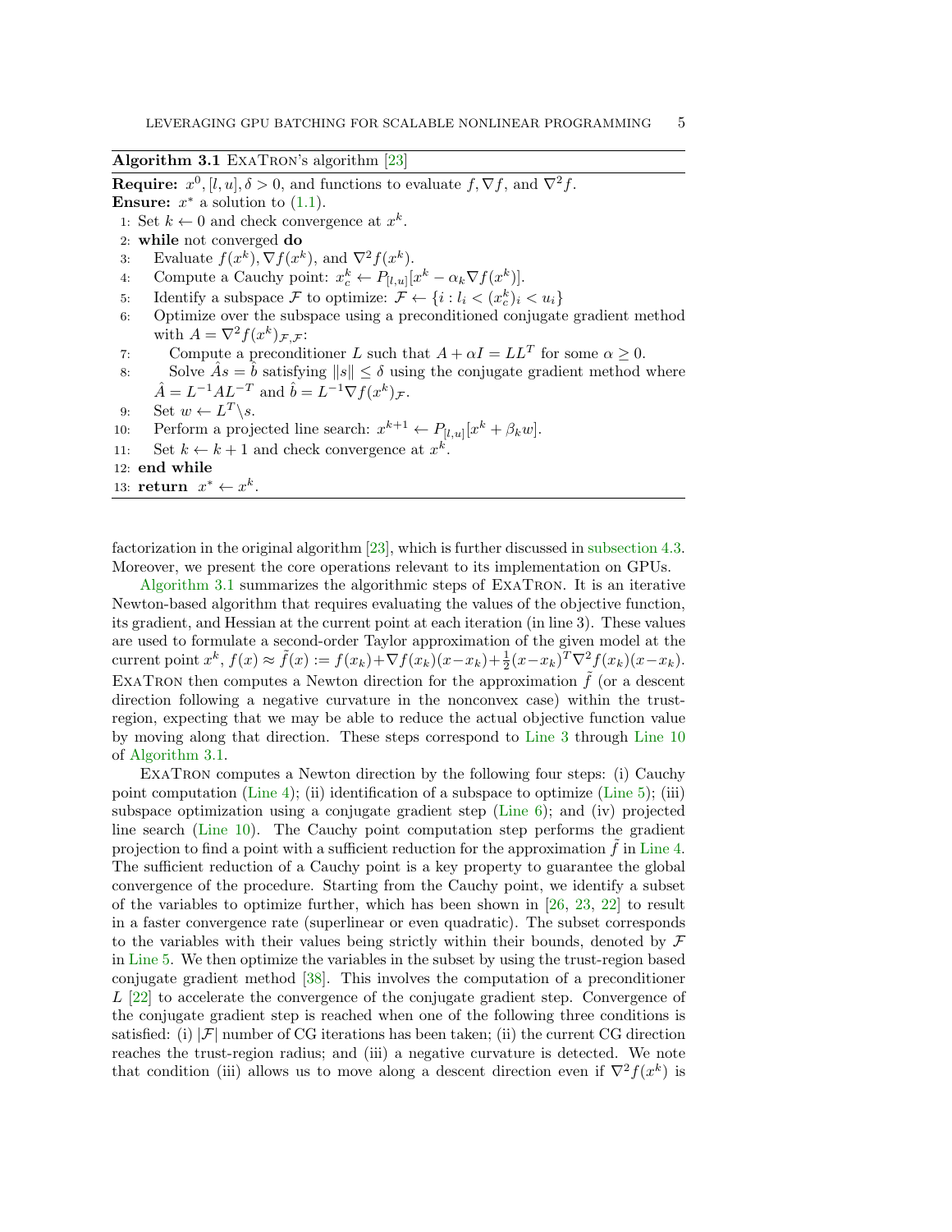**Algorithm 3.1** ExaTron's algorithm [23]

**Require:** $x^0, [l, u], \delta > 0$, and functions to evaluate $f, \nabla f$, and $\nabla^2 f$.
**Ensure:** $x^*$ a solution to (1.1).

1: Set $k \leftarrow 0$ and check convergence at $x^k$.
2: **while** not converged **do**
3: Evaluate $f(x^k), \nabla f(x^k)$, and $\nabla^2 f(x^k)$.
4: Compute a Cauchy point: $x_c^k \leftarrow P_{[l,u]}[x^k - \alpha_k \nabla f(x^k)]$.
5: Identify a subspace $\mathcal{F}$ to optimize: $\mathcal{F} \leftarrow \{i : l_i < (x_c^k)_i < u_i\}$
6: Optimize over the subspace using a preconditioned conjugate gradient method with $A = \nabla^2 f(x^k)_{\mathcal{F},\mathcal{F}}$:
7: Compute a preconditioner $L$ such that $A + \alpha I = LL^T$ for some $\alpha \geq 0$.
8: Solve $\hat{A}s = \hat{b}$ satisfying $\|s\| \leq \delta$ using the conjugate gradient method where $\hat{A} = L^{-1}AL^{-T}$ and $\hat{b} = L^{-1}\nabla f(x^k)_{\mathcal{F}}$.
9: Set $w \leftarrow L^T \backslash s$.
10: Perform a projected line search: $x^{k+1} \leftarrow P_{[l,u]}[x^k + \beta_k w]$.
11: Set $k \leftarrow k + 1$ and check convergence at $x^k$.
12: **end while**
13: **return** $x^* \leftarrow x^k$.

factorization in the original algorithm [23], which is further discussed in subsection 4.3. Moreover, we present the core operations relevant to its implementation on GPUs.

Algorithm 3.1 summarizes the algorithmic steps of ExaTron. It is an iterative Newton-based algorithm that requires evaluating the values of the objective function, its gradient, and Hessian at the current point at each iteration (in line 3). These values are used to formulate a second-order Taylor approximation of the given model at the current point $x^k$, $f(x) \approx \tilde{f}(x) := f(x_k) + \nabla f(x_k)(x - x_k) + \frac{1}{2}(x - x_k)^T \nabla^2 f(x_k)(x - x_k)$. ExaTron then computes a Newton direction for the approximation $\tilde{f}$ (or a descent direction following a negative curvature in the nonconvex case) within the trust-region, expecting that we may be able to reduce the actual objective function value by moving along that direction. These steps correspond to Line 3 through Line 10 of Algorithm 3.1.

ExaTron computes a Newton direction by the following four steps: (i) Cauchy point computation (Line 4); (ii) identification of a subspace to optimize (Line 5); (iii) subspace optimization using a conjugate gradient step (Line 6); and (iv) projected line search (Line 10). The Cauchy point computation step performs the gradient projection to find a point with a sufficient reduction for the approximation $\tilde{f}$ in Line 4. The sufficient reduction of a Cauchy point is a key property to guarantee the global convergence of the procedure. Starting from the Cauchy point, we identify a subset of the variables to optimize further, which has been shown in [26, 23, 22] to result in a faster convergence rate (superlinear or even quadratic). The subset corresponds to the variables with their values being strictly within their bounds, denoted by $\mathcal{F}$ in Line 5. We then optimize the variables in the subset by using the trust-region based conjugate gradient method [38]. This involves the computation of a preconditioner $L$ [22] to accelerate the convergence of the conjugate gradient step. Convergence of the conjugate gradient step is reached when one of the following three conditions is satisfied: (i) $|\mathcal{F}|$ number of CG iterations has been taken; (ii) the current CG direction reaches the trust-region radius; and (iii) a negative curvature is detected. We note that condition (iii) allows us to move along a descent direction even if $\nabla^2 f(x^k)$ is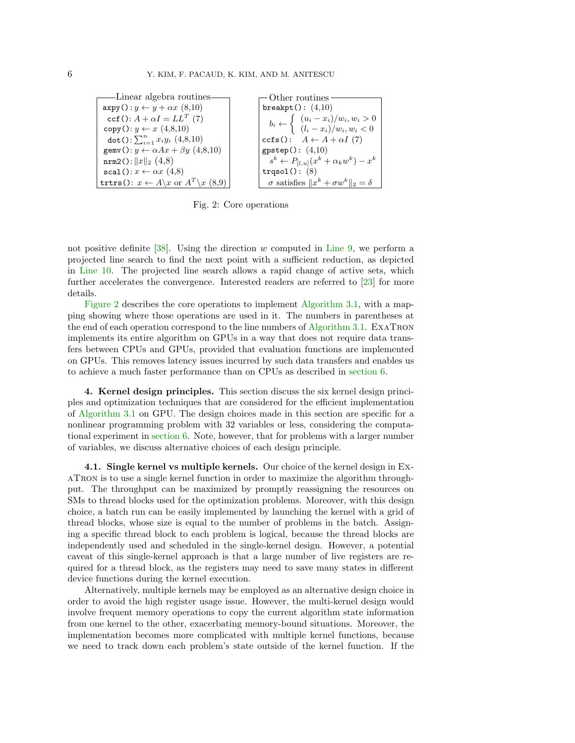**Linear algebra routines**

- `axpy()`: $y \leftarrow y + \alpha x$ (8,10)
- `ccf()`: $A + \alpha I = LL^T$ (7)
- `copy()`: $y \leftarrow x$ (4,8,10)
- `dot()`: $\sum_{i=1}^{n} x_i y_i$ (4,8,10)
- `gemv()`: $y \leftarrow \alpha Ax + \beta y$ (4,8,10)
- `nrm2()`: $\|x\|_2$ (4,8)
- `scal()`: $x \leftarrow \alpha x$ (4,8)
- `trtrs()`: $x \leftarrow A \backslash x$ or $A^T \backslash x$ (8,9)

**Other routines**

- `breakpt()`: (4,10)
  $$b_i \leftarrow \begin{cases} (u_i - x_i)/w_i, w_i > 0 \\ (l_i - x_i)/w_i, w_i < 0 \end{cases}$$
- `ccfs()`: $A \leftarrow A + \alpha I$ (7)
- `gpstep()`: (4,10)
  $s^k \leftarrow P_{[l,u]}(x^k + \alpha_k w^k) - x^k$
- `trqsol()`: (8)
  $\sigma$ satisfies $\|x^k + \sigma w^k\|_2 = \delta$

Fig. 2: Core operations

not positive definite [38]. Using the direction $w$ computed in Line 9, we perform a projected line search to find the next point with a sufficient reduction, as depicted in Line 10. The projected line search allows a rapid change of active sets, which further accelerates the convergence. Interested readers are referred to [23] for more details.

Figure 2 describes the core operations to implement Algorithm 3.1, with a mapping showing where those operations are used in it. The numbers in parentheses at the end of each operation correspond to the line numbers of Algorithm 3.1. ExaTron implements its entire algorithm on GPUs in a way that does not require data transfers between CPUs and GPUs, provided that evaluation functions are implemented on GPUs. This removes latency issues incurred by such data transfers and enables us to achieve a much faster performance than on CPUs as described in section 6.

## 4. Kernel design principles.

This section discuss the six kernel design principles and optimization techniques that are considered for the efficient implementation of Algorithm 3.1 on GPU. The design choices made in this section are specific for a nonlinear programming problem with 32 variables or less, considering the computational experiment in section 6. Note, however, that for problems with a larger number of variables, we discuss alternative choices of each design principle.

### 4.1. Single kernel vs multiple kernels.

Our choice of the kernel design in ExaTron is to use a single kernel function in order to maximize the algorithm throughput. The throughput can be maximized by promptly reassigning the resources on SMs to thread blocks used for the optimization problems. Moreover, with this design choice, a batch run can be easily implemented by launching the kernel with a grid of thread blocks, whose size is equal to the number of problems in the batch. Assigning a specific thread block to each problem is logical, because the thread blocks are independently used and scheduled in the single-kernel design. However, a potential caveat of this single-kernel approach is that a large number of live registers are required for a thread block, as the registers may need to save many states in different device functions during the kernel execution.

Alternatively, multiple kernels may be employed as an alternative design choice in order to avoid the high register usage issue. However, the multi-kernel design would involve frequent memory operations to copy the current algorithm state information from one kernel to the other, exacerbating memory-bound situations. Moreover, the implementation becomes more complicated with multiple kernel functions, because we need to track down each problem's state outside of the kernel function. If the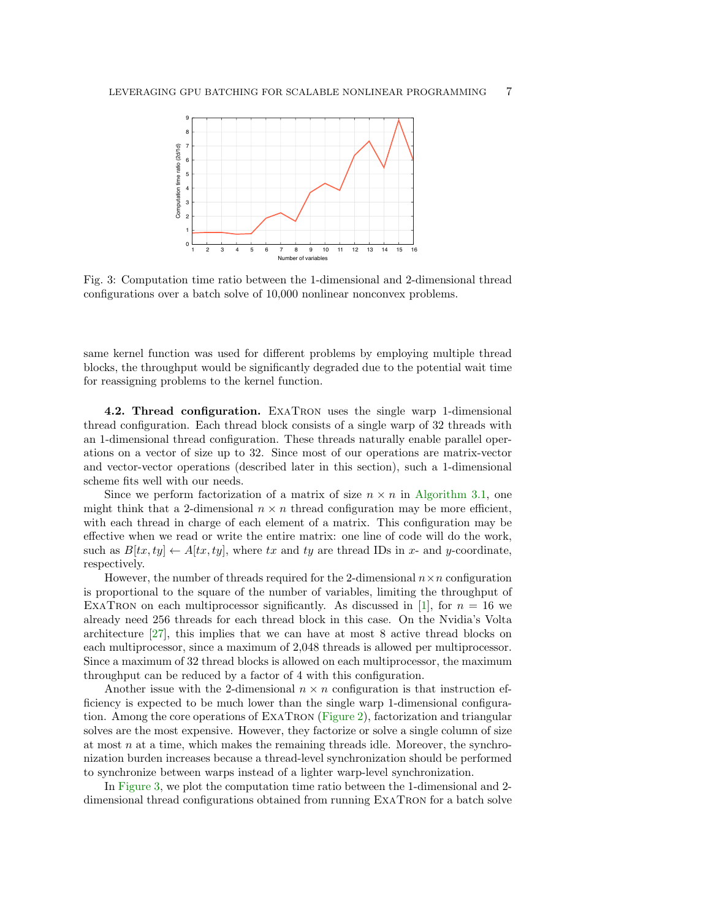Fig. 3: Computation time ratio between the 1-dimensional and 2-dimensional thread configurations over a batch solve of 10,000 nonlinear nonconvex problems.

same kernel function was used for different problems by employing multiple thread blocks, the throughput would be significantly degraded due to the potential wait time for reassigning problems to the kernel function.

**4.2. Thread configuration.** ExaTron uses the single warp 1-dimensional thread configuration. Each thread block consists of a single warp of 32 threads with an 1-dimensional thread configuration. These threads naturally enable parallel operations on a vector of size up to 32. Since most of our operations are matrix-vector and vector-vector operations (described later in this section), such a 1-dimensional scheme fits well with our needs.

Since we perform factorization of a matrix of size $n \times n$ in Algorithm 3.1, one might think that a 2-dimensional $n \times n$ thread configuration may be more efficient, with each thread in charge of each element of a matrix. This configuration may be effective when we read or write the entire matrix: one line of code will do the work, such as $B[tx, ty] \leftarrow A[tx, ty]$, where $tx$ and $ty$ are thread IDs in $x$- and $y$-coordinate, respectively.

However, the number of threads required for the 2-dimensional $n \times n$ configuration is proportional to the square of the number of variables, limiting the throughput of ExaTron on each multiprocessor significantly. As discussed in [1], for $n = 16$ we already need 256 threads for each thread block in this case. On the Nvidia's Volta architecture [27], this implies that we can have at most 8 active thread blocks on each multiprocessor, since a maximum of 2,048 threads is allowed per multiprocessor. Since a maximum of 32 thread blocks is allowed on each multiprocessor, the maximum throughput can be reduced by a factor of 4 with this configuration.

Another issue with the 2-dimensional $n \times n$ configuration is that instruction efficiency is expected to be much lower than the single warp 1-dimensional configuration. Among the core operations of ExaTron (Figure 2), factorization and triangular solves are the most expensive. However, they factorize or solve a single column of size at most $n$ at a time, which makes the remaining threads idle. Moreover, the synchronization burden increases because a thread-level synchronization should be performed to synchronize between warps instead of a lighter warp-level synchronization.

In Figure 3, we plot the computation time ratio between the 1-dimensional and 2-dimensional thread configurations obtained from running ExaTron for a batch solve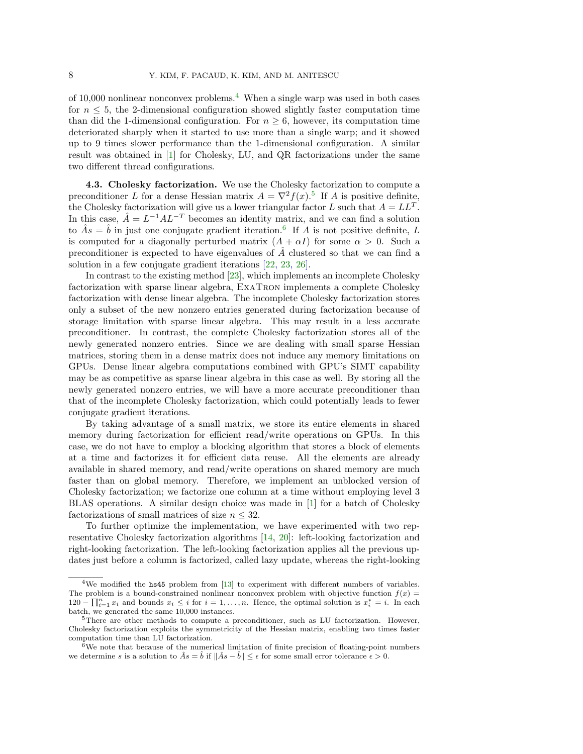of 10,000 nonlinear nonconvex problems.[4] When a single warp was used in both cases for $n \le 5$, the 2-dimensional configuration showed slightly faster computation time than did the 1-dimensional configuration. For $n \ge 6$, however, its computation time deteriorated sharply when it started to use more than a single warp; and it showed up to 9 times slower performance than the 1-dimensional configuration. A similar result was obtained in [1] for Cholesky, LU, and QR factorizations under the same two different thread configurations.

### 4.3. Cholesky factorization.

We use the Cholesky factorization to compute a preconditioner $L$ for a dense Hessian matrix $A = \nabla^2 f(x)$.[5] If $A$ is positive definite, the Cholesky factorization will give us a lower triangular factor $L$ such that $A = LL^T$. In this case, $\hat{A} = L^{-1}AL^{-T}$ becomes an identity matrix, and we can find a solution to $\hat{A}s = \hat{b}$ in just one conjugate gradient iteration.[6] If $A$ is not positive definite, $L$ is computed for a diagonally perturbed matrix $(A + \alpha I)$ for some $\alpha > 0$. Such a preconditioner is expected to have eigenvalues of $\hat{A}$ clustered so that we can find a solution in a few conjugate gradient iterations [22, 23, 26].

In contrast to the existing method [23], which implements an incomplete Cholesky factorization with sparse linear algebra, ExaTron implements a complete Cholesky factorization with dense linear algebra. The incomplete Cholesky factorization stores only a subset of the new nonzero entries generated during factorization because of storage limitation with sparse linear algebra. This may result in a less accurate preconditioner. In contrast, the complete Cholesky factorization stores all of the newly generated nonzero entries. Since we are dealing with small sparse Hessian matrices, storing them in a dense matrix does not induce any memory limitations on GPUs. Dense linear algebra computations combined with GPU's SIMT capability may be as competitive as sparse linear algebra in this case as well. By storing all the newly generated nonzero entries, we will have a more accurate preconditioner than that of the incomplete Cholesky factorization, which could potentially leads to fewer conjugate gradient iterations.

By taking advantage of a small matrix, we store its entire elements in shared memory during factorization for efficient read/write operations on GPUs. In this case, we do not have to employ a blocking algorithm that stores a block of elements at a time and factorizes it for efficient data reuse. All the elements are already available in shared memory, and read/write operations on shared memory are much faster than on global memory. Therefore, we implement an unblocked version of Cholesky factorization; we factorize one column at a time without employing level 3 BLAS operations. A similar design choice was made in [1] for a batch of Cholesky factorizations of small matrices of size $n \le 32$.

To further optimize the implementation, we have experimented with two representative Cholesky factorization algorithms [14, 20]: left-looking factorization and right-looking factorization. The left-looking factorization applies all the previous updates just before a column is factorized, called lazy update, whereas the right-looking

---

[4] We modified the `hs45` problem from [13] to experiment with different numbers of variables. The problem is a bound-constrained nonlinear nonconvex problem with objective function $f(x) = 120 - \prod_{i=1}^{n} x_i$ and bounds $x_i \le i$ for $i = 1, \ldots, n$. Hence, the optimal solution is $x_i^* = i$. In each batch, we generated the same 10,000 instances.

[5] There are other methods to compute a preconditioner, such as LU factorization. However, Cholesky factorization exploits the symmetricity of the Hessian matrix, enabling two times faster computation time than LU factorization.

[6] We note that because of the numerical limitation of finite precision of floating-point numbers we determine $s$ is a solution to $\hat{A}s = \hat{b}$ if $\|\hat{A}s - \hat{b}\| \le \epsilon$ for some small error tolerance $\epsilon > 0$.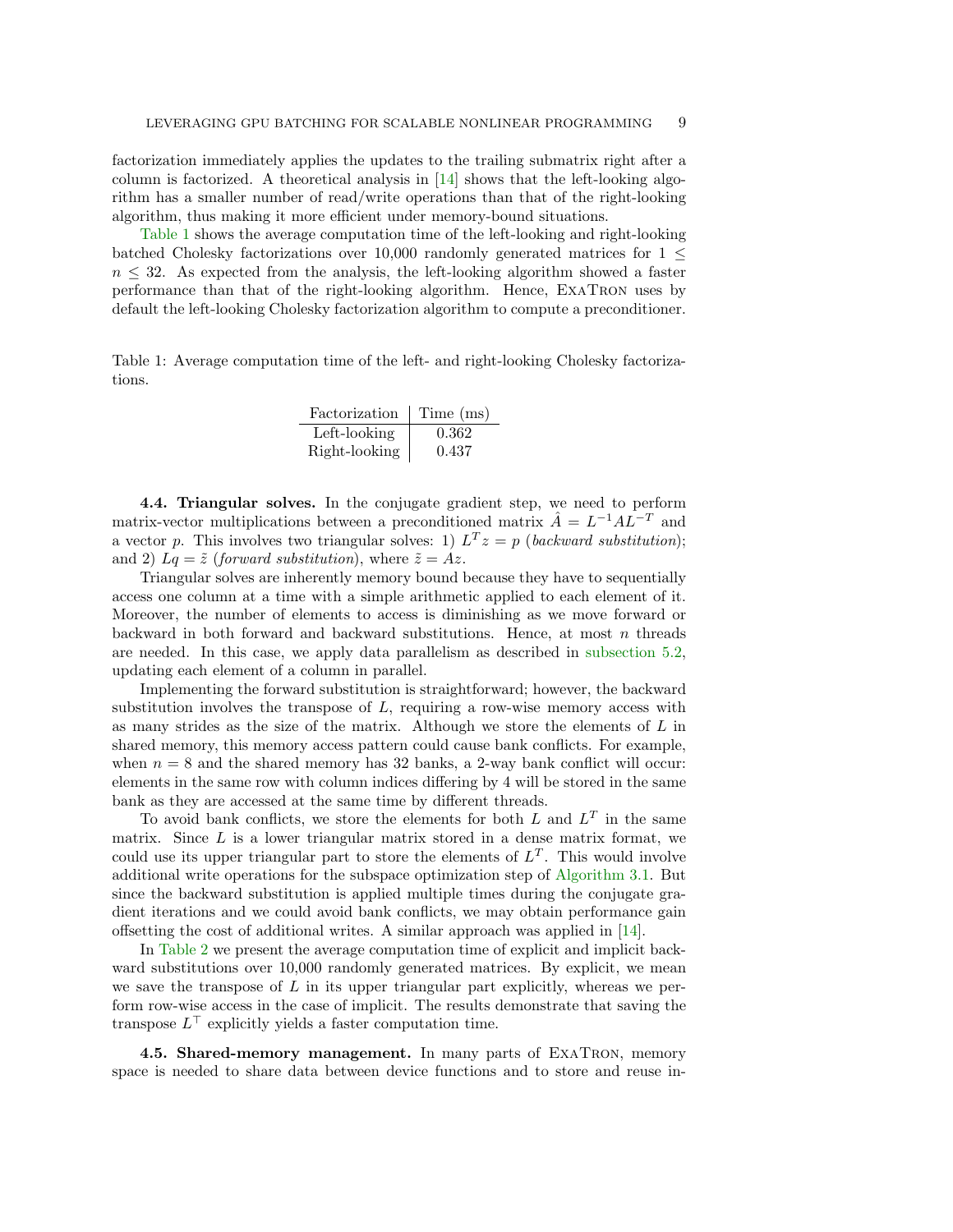factorization immediately applies the updates to the trailing submatrix right after a column is factorized. A theoretical analysis in [14] shows that the left-looking algorithm has a smaller number of read/write operations than that of the right-looking algorithm, thus making it more efficient under memory-bound situations.

Table 1 shows the average computation time of the left-looking and right-looking batched Cholesky factorizations over 10,000 randomly generated matrices for $1 \leq n \leq 32$. As expected from the analysis, the left-looking algorithm showed a faster performance than that of the right-looking algorithm. Hence, ExaTron uses by default the left-looking Cholesky factorization algorithm to compute a preconditioner.

Table 1: Average computation time of the left- and right-looking Cholesky factorizations.

| Factorization | Time (ms) |
|---|---|
| Left-looking | 0.362 |
| Right-looking | 0.437 |

**4.4. Triangular solves.** In the conjugate gradient step, we need to perform matrix-vector multiplications between a preconditioned matrix $\hat{A} = L^{-1}AL^{-T}$ and a vector $p$. This involves two triangular solves: 1) $L^T z = p$ (*backward substitution*); and 2) $Lq = \tilde{z}$ (*forward substitution*), where $\tilde{z} = Az$.

Triangular solves are inherently memory bound because they have to sequentially access one column at a time with a simple arithmetic applied to each element of it. Moreover, the number of elements to access is diminishing as we move forward or backward in both forward and backward substitutions. Hence, at most $n$ threads are needed. In this case, we apply data parallelism as described in subsection 5.2, updating each element of a column in parallel.

Implementing the forward substitution is straightforward; however, the backward substitution involves the transpose of $L$, requiring a row-wise memory access with as many strides as the size of the matrix. Although we store the elements of $L$ in shared memory, this memory access pattern could cause bank conflicts. For example, when $n = 8$ and the shared memory has 32 banks, a 2-way bank conflict will occur: elements in the same row with column indices differing by 4 will be stored in the same bank as they are accessed at the same time by different threads.

To avoid bank conflicts, we store the elements for both $L$ and $L^T$ in the same matrix. Since $L$ is a lower triangular matrix stored in a dense matrix format, we could use its upper triangular part to store the elements of $L^T$. This would involve additional write operations for the subspace optimization step of Algorithm 3.1. But since the backward substitution is applied multiple times during the conjugate gradient iterations and we could avoid bank conflicts, we may obtain performance gain offsetting the cost of additional writes. A similar approach was applied in [14].

In Table 2 we present the average computation time of explicit and implicit backward substitutions over 10,000 randomly generated matrices. By explicit, we mean we save the transpose of $L$ in its upper triangular part explicitly, whereas we perform row-wise access in the case of implicit. The results demonstrate that saving the transpose $L^\top$ explicitly yields a faster computation time.

**4.5. Shared-memory management.** In many parts of ExaTron, memory space is needed to share data between device functions and to store and reuse in-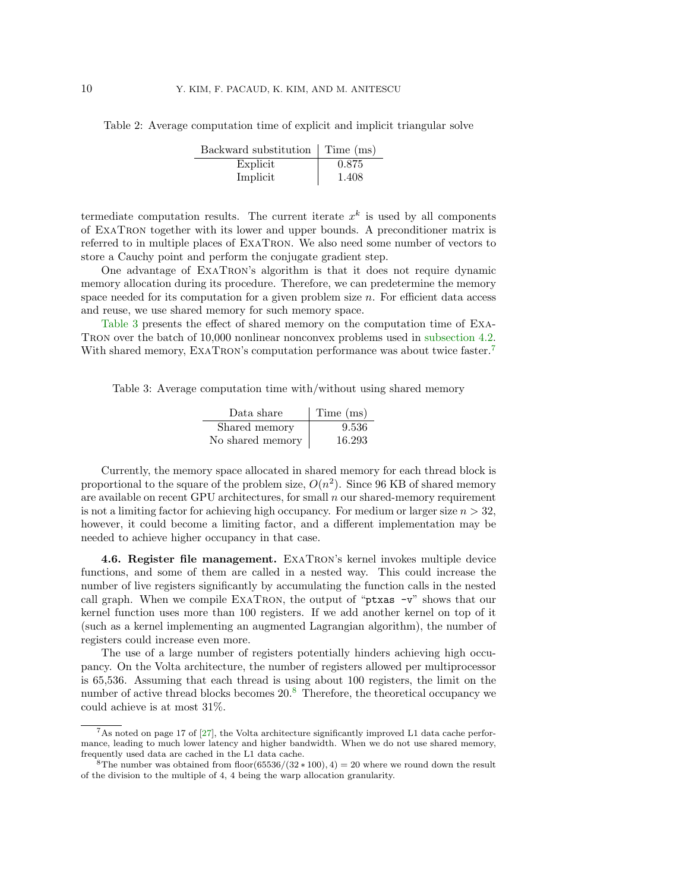Table 2: Average computation time of explicit and implicit triangular solve

| Backward substitution | Time (ms) |
|---|---|
| Explicit | 0.875 |
| Implicit | 1.408 |

termediate computation results. The current iterate $x^k$ is used by all components of ExaTron together with its lower and upper bounds. A preconditioner matrix is referred to in multiple places of ExaTron. We also need some number of vectors to store a Cauchy point and perform the conjugate gradient step.

One advantage of ExaTron's algorithm is that it does not require dynamic memory allocation during its procedure. Therefore, we can predetermine the memory space needed for its computation for a given problem size $n$. For efficient data access and reuse, we use shared memory for such memory space.

Table 3 presents the effect of shared memory on the computation time of ExaTron over the batch of 10,000 nonlinear nonconvex problems used in subsection 4.2. With shared memory, ExaTron's computation performance was about twice faster.[7]

Table 3: Average computation time with/without using shared memory

| Data share | Time (ms) |
|---|---|
| Shared memory | 9.536 |
| No shared memory | 16.293 |

Currently, the memory space allocated in shared memory for each thread block is proportional to the square of the problem size, $O(n^2)$. Since 96 KB of shared memory are available on recent GPU architectures, for small $n$ our shared-memory requirement is not a limiting factor for achieving high occupancy. For medium or larger size $n > 32$, however, it could become a limiting factor, and a different implementation may be needed to achieve higher occupancy in that case.

**4.6. Register file management.** ExaTron's kernel invokes multiple device functions, and some of them are called in a nested way. This could increase the number of live registers significantly by accumulating the function calls in the nested call graph. When we compile ExaTron, the output of "`ptxas -v`" shows that our kernel function uses more than 100 registers. If we add another kernel on top of it (such as a kernel implementing an augmented Lagrangian algorithm), the number of registers could increase even more.

The use of a large number of registers potentially hinders achieving high occupancy. On the Volta architecture, the number of registers allowed per multiprocessor is 65,536. Assuming that each thread is using about 100 registers, the limit on the number of active thread blocks becomes 20.[8] Therefore, the theoretical occupancy we could achieve is at most 31%.

[7] As noted on page 17 of [27], the Volta architecture significantly improved L1 data cache performance, leading to much lower latency and higher bandwidth. When we do not use shared memory, frequently used data are cached in the L1 data cache.

[8] The number was obtained from floor$(65536/(32 * 100), 4) = 20$ where we round down the result of the division to the multiple of 4, 4 being the warp allocation granularity.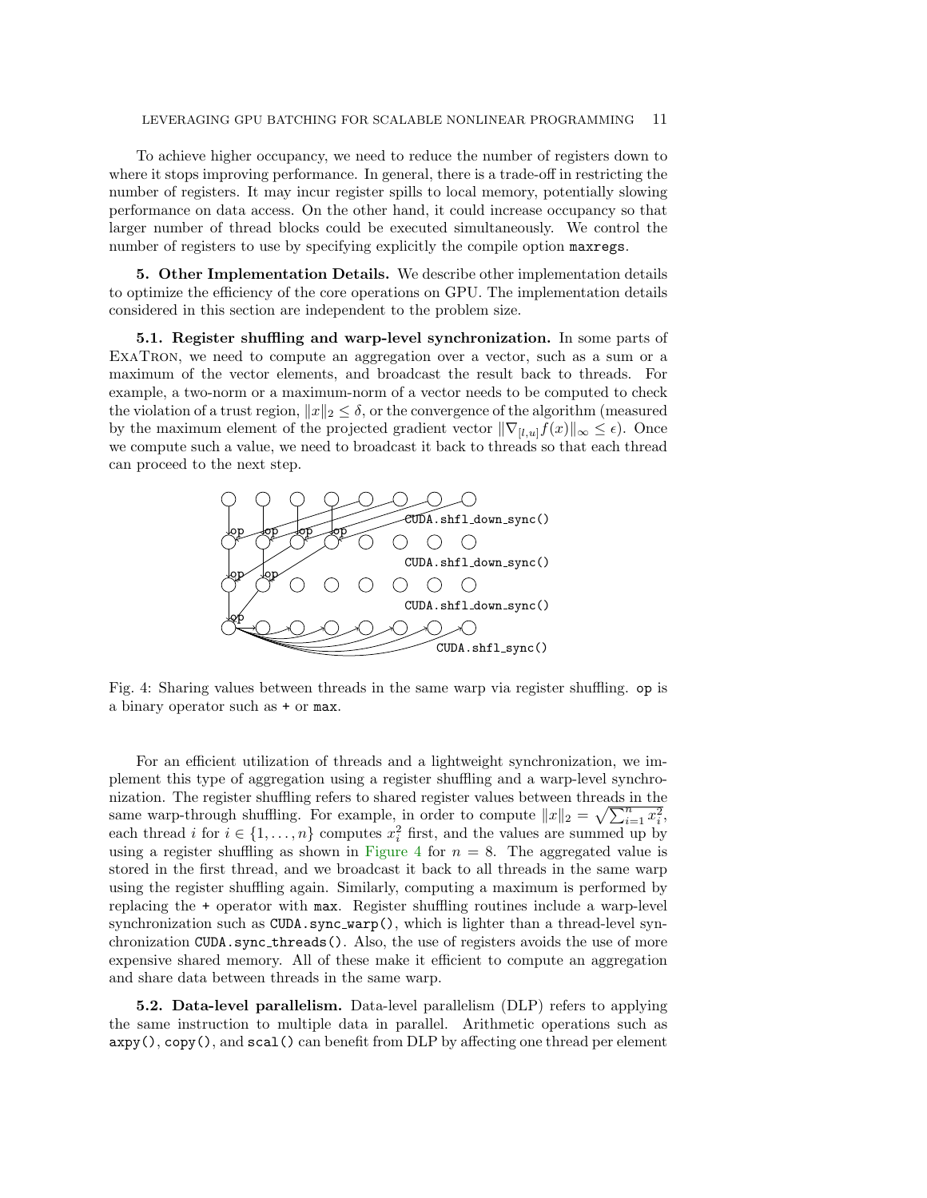To achieve higher occupancy, we need to reduce the number of registers down to where it stops improving performance. In general, there is a trade-off in restricting the number of registers. It may incur register spills to local memory, potentially slowing performance on data access. On the other hand, it could increase occupancy so that larger number of thread blocks could be executed simultaneously. We control the number of registers to use by specifying explicitly the compile option `maxregs`.

**5. Other Implementation Details.** We describe other implementation details to optimize the efficiency of the core operations on GPU. The implementation details considered in this section are independent to the problem size.

**5.1. Register shuffling and warp-level synchronization.** In some parts of ExaTron, we need to compute an aggregation over a vector, such as a sum or a maximum of the vector elements, and broadcast the result back to threads. For example, a two-norm or a maximum-norm of a vector needs to be computed to check the violation of a trust region, $\|x\|_2 \leq \delta$, or the convergence of the algorithm (measured by the maximum element of the projected gradient vector $\|\nabla_{[l,u]} f(x)\|_\infty \leq \epsilon$). Once we compute such a value, we need to broadcast it back to threads so that each thread can proceed to the next step.

Fig. 4: Sharing values between threads in the same warp via register shuffling. `op` is a binary operator such as `+` or `max`.

For an efficient utilization of threads and a lightweight synchronization, we implement this type of aggregation using a register shuffling and a warp-level synchronization. The register shuffling refers to shared register values between threads in the same warp-through shuffling. For example, in order to compute $\|x\|_2 = \sqrt{\sum_{i=1}^{n} x_i^2}$, each thread $i$ for $i \in \{1, \ldots, n\}$ computes $x_i^2$ first, and the values are summed up by using a register shuffling as shown in Figure 4 for $n = 8$. The aggregated value is stored in the first thread, and we broadcast it back to all threads in the same warp using the register shuffling again. Similarly, computing a maximum is performed by replacing the `+` operator with `max`. Register shuffling routines include a warp-level synchronization such as `CUDA.sync_warp()`, which is lighter than a thread-level synchronization `CUDA.sync_threads()`. Also, the use of registers avoids the use of more expensive shared memory. All of these make it efficient to compute an aggregation and share data between threads in the same warp.

**5.2. Data-level parallelism.** Data-level parallelism (DLP) refers to applying the same instruction to multiple data in parallel. Arithmetic operations such as `axpy()`, `copy()`, and `scal()` can benefit from DLP by affecting one thread per element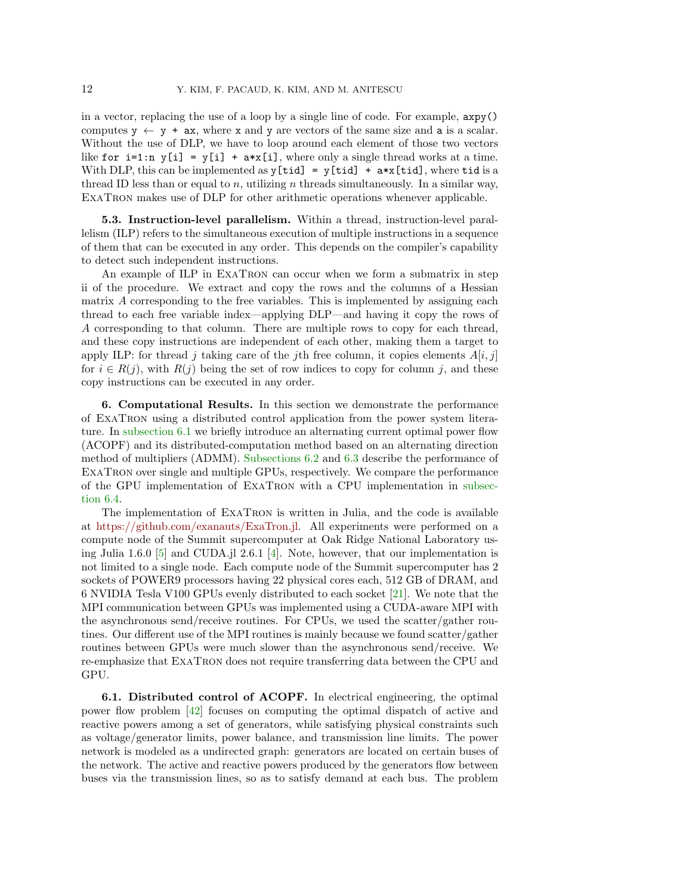in a vector, replacing the use of a loop by a single line of code. For example, `axpy()` computes `y ← y + ax`, where `x` and `y` are vectors of the same size and `a` is a scalar. Without the use of DLP, we have to loop around each element of those two vectors like `for i=1:n y[i] = y[i] + a*x[i]`, where only a single thread works at a time. With DLP, this can be implemented as `y[tid] = y[tid] + a*x[tid]`, where `tid` is a thread ID less than or equal to $n$, utilizing $n$ threads simultaneously. In a similar way, ExaTron makes use of DLP for other arithmetic operations whenever applicable.

**5.3. Instruction-level parallelism.** Within a thread, instruction-level parallelism (ILP) refers to the simultaneous execution of multiple instructions in a sequence of them that can be executed in any order. This depends on the compiler's capability to detect such independent instructions.

An example of ILP in ExaTron can occur when we form a submatrix in step ii of the procedure. We extract and copy the rows and the columns of a Hessian matrix $A$ corresponding to the free variables. This is implemented by assigning each thread to each free variable index—applying DLP—and having it copy the rows of $A$ corresponding to that column. There are multiple rows to copy for each thread, and these copy instructions are independent of each other, making them a target to apply ILP: for thread $j$ taking care of the $j$th free column, it copies elements $A[i,j]$ for $i \in R(j)$, with $R(j)$ being the set of row indices to copy for column $j$, and these copy instructions can be executed in any order.

**6. Computational Results.** In this section we demonstrate the performance of ExaTron using a distributed control application from the power system literature. In subsection 6.1 we briefly introduce an alternating current optimal power flow (ACOPF) and its distributed-computation method based on an alternating direction method of multipliers (ADMM). Subsections 6.2 and 6.3 describe the performance of ExaTron over single and multiple GPUs, respectively. We compare the performance of the GPU implementation of ExaTron with a CPU implementation in subsection 6.4.

The implementation of ExaTron is written in Julia, and the code is available at https://github.com/exanauts/ExaTron.jl. All experiments were performed on a compute node of the Summit supercomputer at Oak Ridge National Laboratory using Julia 1.6.0 [5] and CUDA.jl 2.6.1 [4]. Note, however, that our implementation is not limited to a single node. Each compute node of the Summit supercomputer has 2 sockets of POWER9 processors having 22 physical cores each, 512 GB of DRAM, and 6 NVIDIA Tesla V100 GPUs evenly distributed to each socket [21]. We note that the MPI communication between GPUs was implemented using a CUDA-aware MPI with the asynchronous send/receive routines. For CPUs, we used the scatter/gather routines. Our different use of the MPI routines is mainly because we found scatter/gather routines between GPUs were much slower than the asynchronous send/receive. We re-emphasize that ExaTron does not require transferring data between the CPU and GPU.

**6.1. Distributed control of ACOPF.** In electrical engineering, the optimal power flow problem [42] focuses on computing the optimal dispatch of active and reactive powers among a set of generators, while satisfying physical constraints such as voltage/generator limits, power balance, and transmission line limits. The power network is modeled as a undirected graph: generators are located on certain buses of the network. The active and reactive powers produced by the generators flow between buses via the transmission lines, so as to satisfy demand at each bus. The problem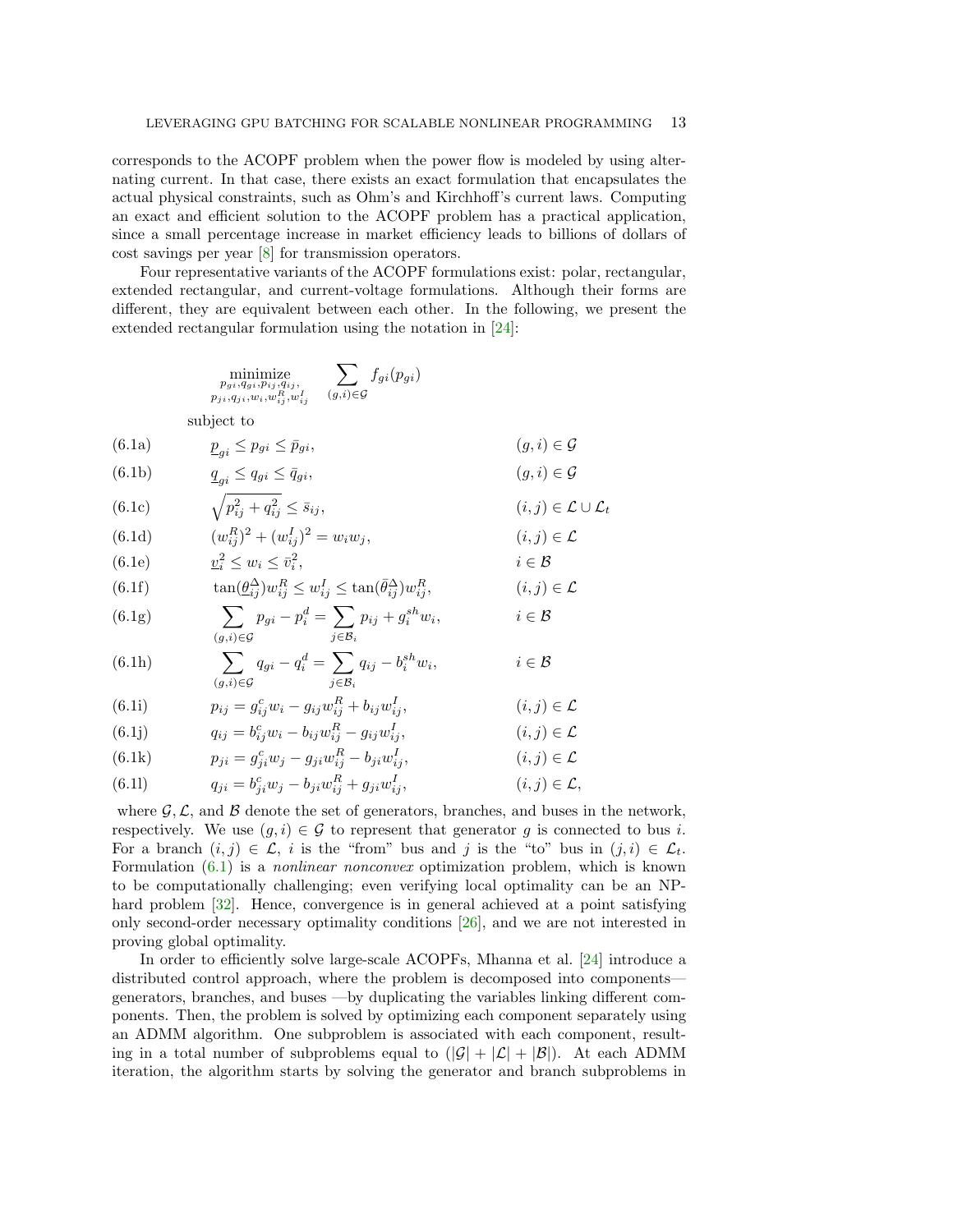corresponds to the ACOPF problem when the power flow is modeled by using alternating current. In that case, there exists an exact formulation that encapsulates the actual physical constraints, such as Ohm's and Kirchhoff's current laws. Computing an exact and efficient solution to the ACOPF problem has a practical application, since a small percentage increase in market efficiency leads to billions of dollars of cost savings per year [8] for transmission operators.

Four representative variants of the ACOPF formulations exist: polar, rectangular, extended rectangular, and current-voltage formulations. Although their forms are different, they are equivalent between each other. In the following, we present the extended rectangular formulation using the notation in [24]:

$$\underset{\substack{p_{gi},q_{gi},p_{ij},q_{ij},\\ p_{ji},q_{ji},w_i,w_{ij}^R,w_{ij}^I}}{\text{minimize}} \quad \sum_{(g,i)\in\mathcal{G}} f_{gi}(p_{gi})$$

subject to

$$\begin{aligned}
&\text{(6.1a)} && \underline{p}_{gi} \le p_{gi} \le \bar{p}_{gi}, && (g,i)\in\mathcal{G}\\
&\text{(6.1b)} && \underline{q}_{gi} \le q_{gi} \le \bar{q}_{gi}, && (g,i)\in\mathcal{G}\\
&\text{(6.1c)} && \sqrt{p_{ij}^2 + q_{ij}^2} \le \bar{s}_{ij}, && (i,j)\in\mathcal{L}\cup\mathcal{L}_t\\
&\text{(6.1d)} && (w_{ij}^R)^2 + (w_{ij}^I)^2 = w_i w_j, && (i,j)\in\mathcal{L}\\
&\text{(6.1e)} && \underline{v}_i^2 \le w_i \le \bar{v}_i^2, && i\in\mathcal{B}\\
&\text{(6.1f)} && \tan(\underline{\theta}_{ij}^{\Delta}) w_{ij}^R \le w_{ij}^I \le \tan(\bar{\theta}_{ij}^{\Delta}) w_{ij}^R, && (i,j)\in\mathcal{L}\\
&\text{(6.1g)} && \sum_{(g,i)\in\mathcal{G}} p_{gi} - p_i^d = \sum_{j\in\mathcal{B}_i} p_{ij} + g_i^{sh} w_i, && i\in\mathcal{B}\\
&\text{(6.1h)} && \sum_{(g,i)\in\mathcal{G}} q_{gi} - q_i^d = \sum_{j\in\mathcal{B}_i} q_{ij} - b_i^{sh} w_i, && i\in\mathcal{B}\\
&\text{(6.1i)} && p_{ij} = g_{ij}^c w_i - g_{ij} w_{ij}^R + b_{ij} w_{ij}^I, && (i,j)\in\mathcal{L}\\
&\text{(6.1j)} && q_{ij} = b_{ij}^c w_i - b_{ij} w_{ij}^R - g_{ij} w_{ij}^I, && (i,j)\in\mathcal{L}\\
&\text{(6.1k)} && p_{ji} = g_{ji}^c w_j - g_{ji} w_{ij}^R - b_{ji} w_{ij}^I, && (i,j)\in\mathcal{L}\\
&\text{(6.1l)} && q_{ji} = b_{ji}^c w_j - b_{ji} w_{ij}^R + g_{ji} w_{ij}^I, && (i,j)\in\mathcal{L},
\end{aligned}$$

where $\mathcal{G}, \mathcal{L}$, and $\mathcal{B}$ denote the set of generators, branches, and buses in the network, respectively. We use $(g,i)\in\mathcal{G}$ to represent that generator $g$ is connected to bus $i$. For a branch $(i,j)\in\mathcal{L}$, $i$ is the "from" bus and $j$ is the "to" bus in $(j,i)\in\mathcal{L}_t$. Formulation (6.1) is a *nonlinear nonconvex* optimization problem, which is known to be computationally challenging; even verifying local optimality can be an NP-hard problem [32]. Hence, convergence is in general achieved at a point satisfying only second-order necessary optimality conditions [26], and we are not interested in proving global optimality.

In order to efficiently solve large-scale ACOPFs, Mhanna et al. [24] introduce a distributed control approach, where the problem is decomposed into components—generators, branches, and buses —by duplicating the variables linking different components. Then, the problem is solved by optimizing each component separately using an ADMM algorithm. One subproblem is associated with each component, resulting in a total number of subproblems equal to $(|\mathcal{G}| + |\mathcal{L}| + |\mathcal{B}|)$. At each ADMM iteration, the algorithm starts by solving the generator and branch subproblems in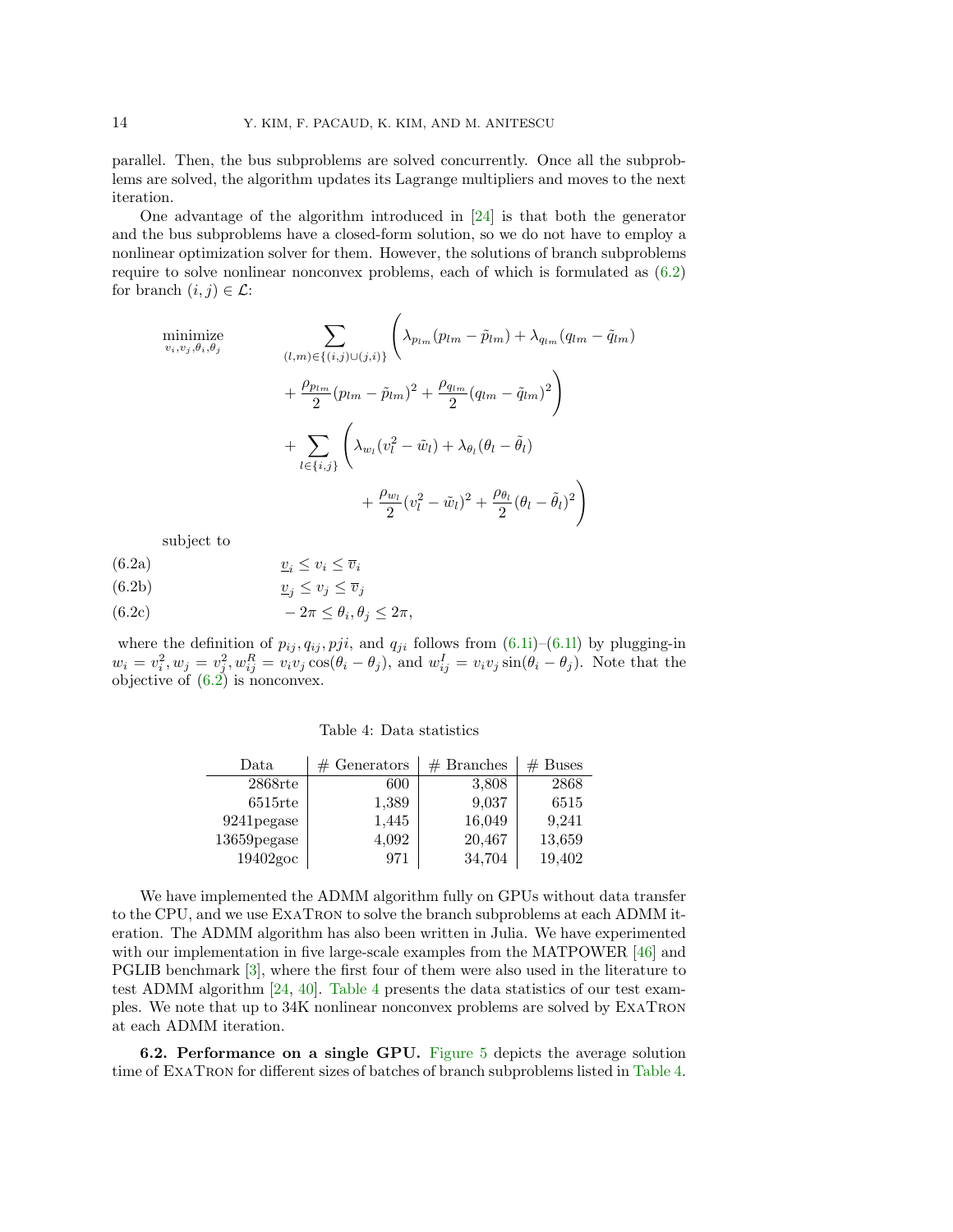parallel. Then, the bus subproblems are solved concurrently. Once all the subproblems are solved, the algorithm updates its Lagrange multipliers and moves to the next iteration.

One advantage of the algorithm introduced in [24] is that both the generator and the bus subproblems have a closed-form solution, so we do not have to employ a nonlinear optimization solver for them. However, the solutions of branch subproblems require to solve nonlinear nonconvex problems, each of which is formulated as (6.2) for branch $(i, j) \in \mathcal{L}$:

$$
\begin{aligned}
\underset{v_i, v_j, \theta_i, \theta_j}{\text{minimize}} \quad & \sum_{(l,m) \in \{(i,j) \cup (j,i)\}} \Bigg( \lambda_{p_{lm}}(p_{lm} - \tilde{p}_{lm}) + \lambda_{q_{lm}}(q_{lm} - \tilde{q}_{lm}) \\
& \qquad + \frac{\rho_{p_{lm}}}{2}(p_{lm} - \tilde{p}_{lm})^2 + \frac{\rho_{q_{lm}}}{2}(q_{lm} - \tilde{q}_{lm})^2 \Bigg) \\
& + \sum_{l \in \{i,j\}} \Bigg( \lambda_{w_l}(v_l^2 - \tilde{w}_l) + \lambda_{\theta_l}(\theta_l - \tilde{\theta}_l) \\
& \qquad \qquad + \frac{\rho_{w_l}}{2}(v_l^2 - \tilde{w}_l)^2 + \frac{\rho_{\theta_l}}{2}(\theta_l - \tilde{\theta}_l)^2 \Bigg)
\end{aligned}
$$

subject to

$$
\underline{v}_i \le v_i \le \overline{v}_i \tag{6.2a}
$$

$$
\underline{v}_j \le v_j \le \overline{v}_j \tag{6.2b}
$$

$$
-2\pi \le \theta_i, \theta_j \le 2\pi, \tag{6.2c}
$$

where the definition of $p_{ij}, q_{ij}, pji$, and $q_{ji}$ follows from (6.1i)–(6.1l) by plugging-in $w_i = v_i^2, w_j = v_j^2, w_{ij}^R = v_i v_j \cos(\theta_i - \theta_j)$, and $w_{ij}^I = v_i v_j \sin(\theta_i - \theta_j)$. Note that the objective of (6.2) is nonconvex.

Table 4: Data statistics

| Data | # Generators | # Branches | # Buses |
|---|---|---|---|
| 2868rte | 600 | 3,808 | 2868 |
| 6515rte | 1,389 | 9,037 | 6515 |
| 9241pegase | 1,445 | 16,049 | 9,241 |
| 13659pegase | 4,092 | 20,467 | 13,659 |
| 19402goc | 971 | 34,704 | 19,402 |

We have implemented the ADMM algorithm fully on GPUs without data transfer to the CPU, and we use ExaTron to solve the branch subproblems at each ADMM iteration. The ADMM algorithm has also been written in Julia. We have experimented with our implementation in five large-scale examples from the MATPOWER [46] and PGLIB benchmark [3], where the first four of them were also used in the literature to test ADMM algorithm [24, 40]. Table 4 presents the data statistics of our test examples. We note that up to 34K nonlinear nonconvex problems are solved by ExaTron at each ADMM iteration.

**6.2. Performance on a single GPU.** Figure 5 depicts the average solution time of ExaTron for different sizes of batches of branch subproblems listed in Table 4.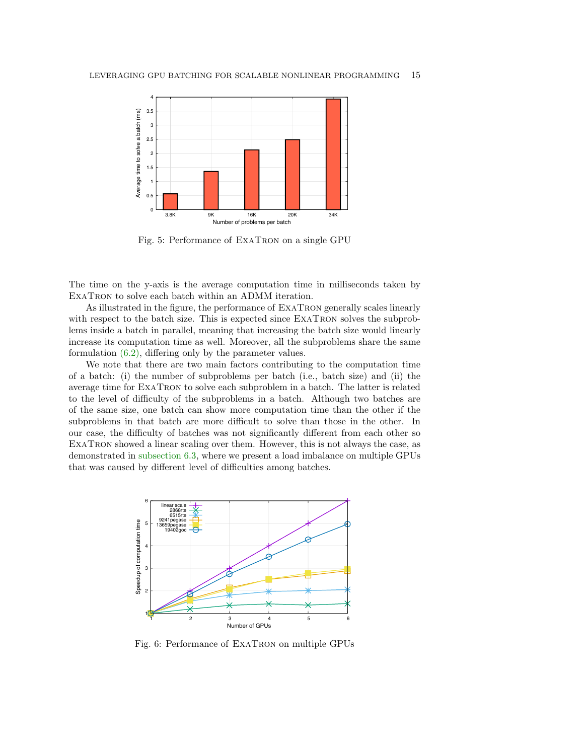Fig. 5: Performance of ExaTron on a single GPU

The time on the y-axis is the average computation time in milliseconds taken by ExaTron to solve each batch within an ADMM iteration.

As illustrated in the figure, the performance of ExaTron generally scales linearly with respect to the batch size. This is expected since ExaTron solves the subproblems inside a batch in parallel, meaning that increasing the batch size would linearly increase its computation time as well. Moreover, all the subproblems share the same formulation (6.2), differing only by the parameter values.

We note that there are two main factors contributing to the computation time of a batch: (i) the number of subproblems per batch (i.e., batch size) and (ii) the average time for ExaTron to solve each subproblem in a batch. The latter is related to the level of difficulty of the subproblems in a batch. Although two batches are of the same size, one batch can show more computation time than the other if the subproblems in that batch are more difficult to solve than those in the other. In our case, the difficulty of batches was not significantly different from each other so ExaTron showed a linear scaling over them. However, this is not always the case, as demonstrated in subsection 6.3, where we present a load imbalance on multiple GPUs that was caused by different level of difficulties among batches.

Fig. 6: Performance of ExaTron on multiple GPUs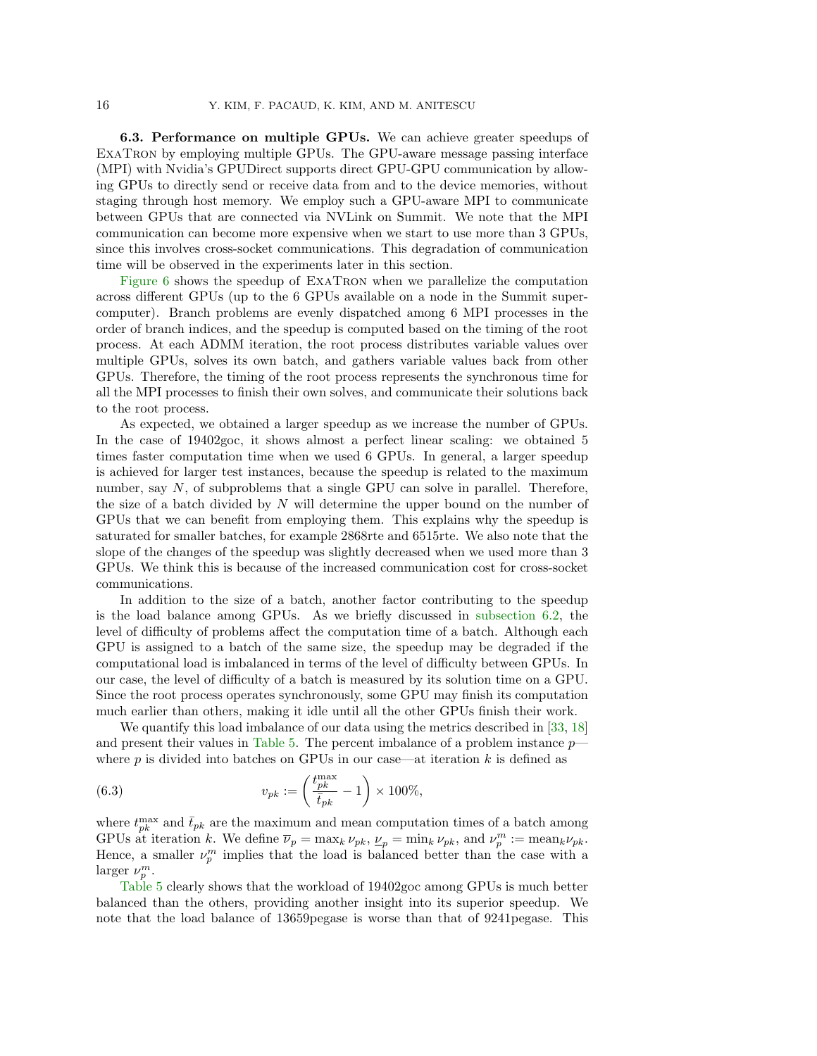**6.3. Performance on multiple GPUs.** We can achieve greater speedups of ExaTron by employing multiple GPUs. The GPU-aware message passing interface (MPI) with Nvidia's GPUDirect supports direct GPU-GPU communication by allowing GPUs to directly send or receive data from and to the device memories, without staging through host memory. We employ such a GPU-aware MPI to communicate between GPUs that are connected via NVLink on Summit. We note that the MPI communication can become more expensive when we start to use more than 3 GPUs, since this involves cross-socket communications. This degradation of communication time will be observed in the experiments later in this section.

Figure 6 shows the speedup of ExaTron when we parallelize the computation across different GPUs (up to the 6 GPUs available on a node in the Summit supercomputer). Branch problems are evenly dispatched among 6 MPI processes in the order of branch indices, and the speedup is computed based on the timing of the root process. At each ADMM iteration, the root process distributes variable values over multiple GPUs, solves its own batch, and gathers variable values back from other GPUs. Therefore, the timing of the root process represents the synchronous time for all the MPI processes to finish their own solves, and communicate their solutions back to the root process.

As expected, we obtained a larger speedup as we increase the number of GPUs. In the case of 19402goc, it shows almost a perfect linear scaling: we obtained 5 times faster computation time when we used 6 GPUs. In general, a larger speedup is achieved for larger test instances, because the speedup is related to the maximum number, say $N$, of subproblems that a single GPU can solve in parallel. Therefore, the size of a batch divided by $N$ will determine the upper bound on the number of GPUs that we can benefit from employing them. This explains why the speedup is saturated for smaller batches, for example 2868rte and 6515rte. We also note that the slope of the changes of the speedup was slightly decreased when we used more than 3 GPUs. We think this is because of the increased communication cost for cross-socket communications.

In addition to the size of a batch, another factor contributing to the speedup is the load balance among GPUs. As we briefly discussed in subsection 6.2, the level of difficulty of problems affect the computation time of a batch. Although each GPU is assigned to a batch of the same size, the speedup may be degraded if the computational load is imbalanced in terms of the level of difficulty between GPUs. In our case, the level of difficulty of a batch is measured by its solution time on a GPU. Since the root process operates synchronously, some GPU may finish its computation much earlier than others, making it idle until all the other GPUs finish their work.

We quantify this load imbalance of our data using the metrics described in [33, 18] and present their values in Table 5. The percent imbalance of a problem instance $p$—where $p$ is divided into batches on GPUs in our case—at iteration $k$ is defined as

$$v_{pk} := \left( \frac{t_{pk}^{\max}}{\bar{t}_{pk}} - 1 \right) \times 100\%, \tag{6.3}$$

where $t_{pk}^{\max}$ and $\bar{t}_{pk}$ are the maximum and mean computation times of a batch among GPUs at iteration $k$. We define $\overline{\nu}_p = \max_k \nu_{pk}$, $\underline{\nu}_p = \min_k \nu_{pk}$, and $\nu_p^m := \text{mean}_k \nu_{pk}$. Hence, a smaller $\nu_p^m$ implies that the load is balanced better than the case with a larger $\nu_p^m$.

Table 5 clearly shows that the workload of 19402goc among GPUs is much better balanced than the others, providing another insight into its superior speedup. We note that the load balance of 13659pegase is worse than that of 9241pegase. This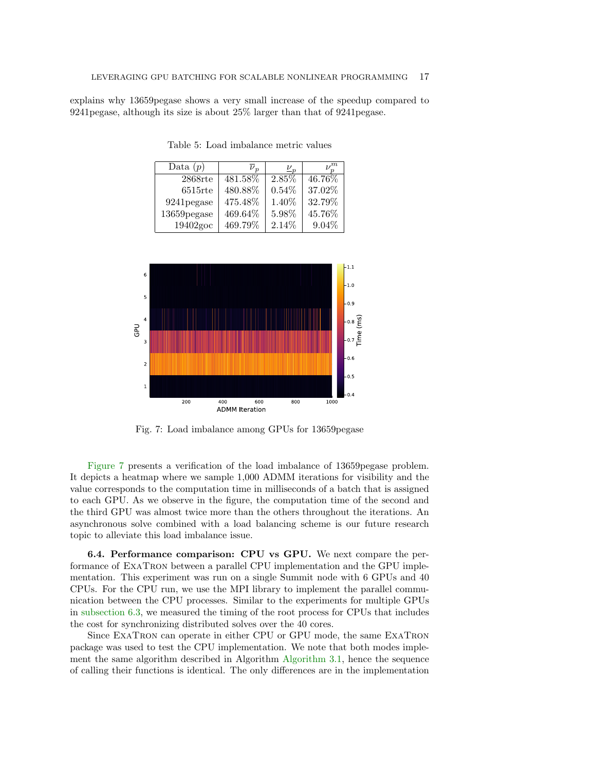explains why 13659pegase shows a very small increase of the speedup compared to 9241pegase, although its size is about 25% larger than that of 9241pegase.

Table 5: Load imbalance metric values

| Data ($p$) | $\overline{\nu}_p$ | $\underline{\nu}_p$ | $\nu_p^m$ |
|---|---|---|---|
| 2868rte | 481.58% | 2.85% | 46.76% |
| 6515rte | 480.88% | 0.54% | 37.02% |
| 9241pegase | 475.48% | 1.40% | 32.79% |
| 13659pegase | 469.64% | 5.98% | 45.76% |
| 19402goc | 469.79% | 2.14% | 9.04% |

Fig. 7: Load imbalance among GPUs for 13659pegase

Figure 7 presents a verification of the load imbalance of 13659pegase problem. It depicts a heatmap where we sample 1,000 ADMM iterations for visibility and the value corresponds to the computation time in milliseconds of a batch that is assigned to each GPU. As we observe in the figure, the computation time of the second and the third GPU was almost twice more than the others throughout the iterations. An asynchronous solve combined with a load balancing scheme is our future research topic to alleviate this load imbalance issue.

**6.4. Performance comparison: CPU vs GPU.** We next compare the performance of ExaTron between a parallel CPU implementation and the GPU implementation. This experiment was run on a single Summit node with 6 GPUs and 40 CPUs. For the CPU run, we use the MPI library to implement the parallel communication between the CPU processes. Similar to the experiments for multiple GPUs in subsection 6.3, we measured the timing of the root process for CPUs that includes the cost for synchronizing distributed solves over the 40 cores.

Since ExaTron can operate in either CPU or GPU mode, the same ExaTron package was used to test the CPU implementation. We note that both modes implement the same algorithm described in Algorithm Algorithm 3.1, hence the sequence of calling their functions is identical. The only differences are in the implementation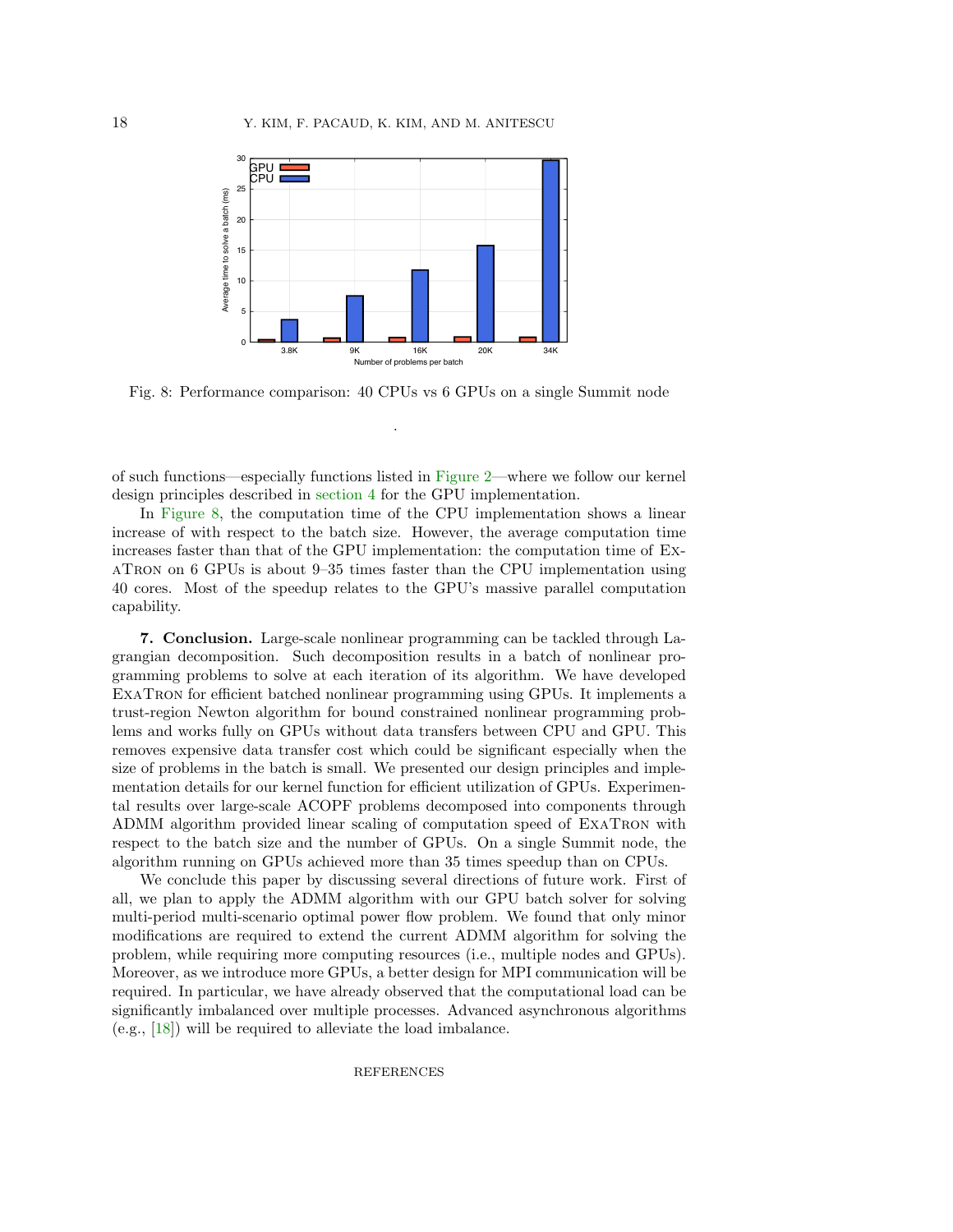Fig. 8: Performance comparison: 40 CPUs vs 6 GPUs on a single Summit node

.

of such functions—especially functions listed in Figure 2—where we follow our kernel design principles described in section 4 for the GPU implementation.

In Figure 8, the computation time of the CPU implementation shows a linear increase of with respect to the batch size. However, the average computation time increases faster than that of the GPU implementation: the computation time of ExaTron on 6 GPUs is about 9–35 times faster than the CPU implementation using 40 cores. Most of the speedup relates to the GPU's massive parallel computation capability.

## 7. Conclusion.

Large-scale nonlinear programming can be tackled through Lagrangian decomposition. Such decomposition results in a batch of nonlinear programming problems to solve at each iteration of its algorithm. We have developed ExaTron for efficient batched nonlinear programming using GPUs. It implements a trust-region Newton algorithm for bound constrained nonlinear programming problems and works fully on GPUs without data transfers between CPU and GPU. This removes expensive data transfer cost which could be significant especially when the size of problems in the batch is small. We presented our design principles and implementation details for our kernel function for efficient utilization of GPUs. Experimental results over large-scale ACOPF problems decomposed into components through ADMM algorithm provided linear scaling of computation speed of ExaTron with respect to the batch size and the number of GPUs. On a single Summit node, the algorithm running on GPUs achieved more than 35 times speedup than on CPUs.

We conclude this paper by discussing several directions of future work. First of all, we plan to apply the ADMM algorithm with our GPU batch solver for solving multi-period multi-scenario optimal power flow problem. We found that only minor modifications are required to extend the current ADMM algorithm for solving the problem, while requiring more computing resources (i.e., multiple nodes and GPUs). Moreover, as we introduce more GPUs, a better design for MPI communication will be required. In particular, we have already observed that the computational load can be significantly imbalanced over multiple processes. Advanced asynchronous algorithms (e.g., [18]) will be required to alleviate the load imbalance.

## REFERENCES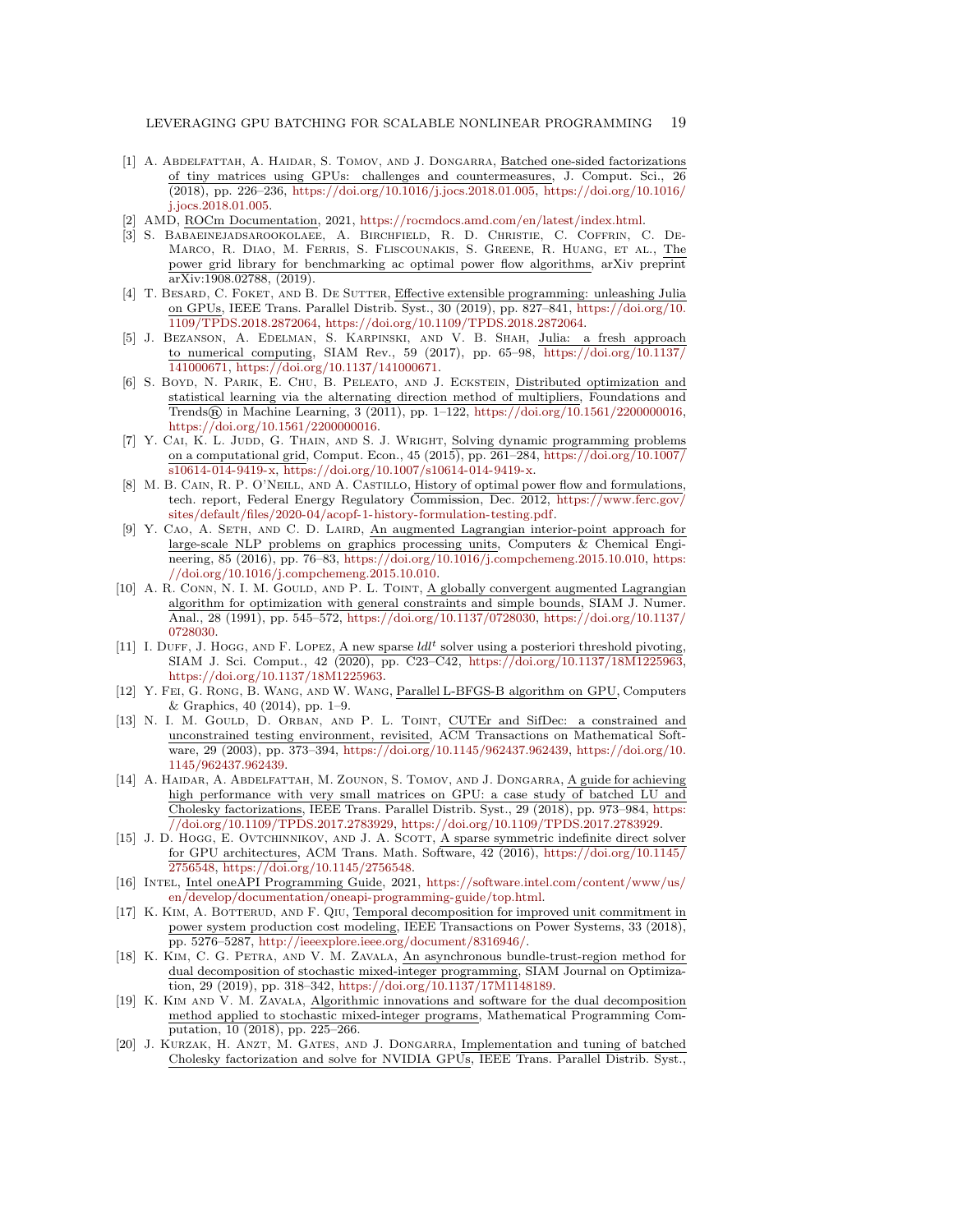[1] A. Abdelfattah, A. Haidar, S. Tomov, and J. Dongarra, Batched one-sided factorizations of tiny matrices using GPUs: challenges and countermeasures, J. Comput. Sci., 26 (2018), pp. 226–236, https://doi.org/10.1016/j.jocs.2018.01.005, https://doi.org/10.1016/j.jocs.2018.01.005.

[2] AMD, ROCm Documentation, 2021, https://rocmdocs.amd.com/en/latest/index.html.

[3] S. Babaeinejadsarookolaee, A. Birchfield, R. D. Christie, C. Coffrin, C. DeMarco, R. Diao, M. Ferris, S. Fliscounakis, S. Greene, R. Huang, et al., The power grid library for benchmarking ac optimal power flow algorithms, arXiv preprint arXiv:1908.02788, (2019).

[4] T. Besard, C. Foket, and B. De Sutter, Effective extensible programming: unleashing Julia on GPUs, IEEE Trans. Parallel Distrib. Syst., 30 (2019), pp. 827–841, https://doi.org/10.1109/TPDS.2018.2872064, https://doi.org/10.1109/TPDS.2018.2872064.

[5] J. Bezanson, A. Edelman, S. Karpinski, and V. B. Shah, Julia: a fresh approach to numerical computing, SIAM Rev., 59 (2017), pp. 65–98, https://doi.org/10.1137/141000671, https://doi.org/10.1137/141000671.

[6] S. Boyd, N. Parik, E. Chu, B. Peleato, and J. Eckstein, Distributed optimization and statistical learning via the alternating direction method of multipliers, Foundations and Trends® in Machine Learning, 3 (2011), pp. 1–122, https://doi.org/10.1561/2200000016, https://doi.org/10.1561/2200000016.

[7] Y. Cai, K. L. Judd, G. Thain, and S. J. Wright, Solving dynamic programming problems on a computational grid, Comput. Econ., 45 (2015), pp. 261–284, https://doi.org/10.1007/s10614-014-9419-x, https://doi.org/10.1007/s10614-014-9419-x.

[8] M. B. Cain, R. P. O'Neill, and A. Castillo, History of optimal power flow and formulations, tech. report, Federal Energy Regulatory Commission, Dec. 2012, https://www.ferc.gov/sites/default/files/2020-04/acopf-1-history-formulation-testing.pdf.

[9] Y. Cao, A. Seth, and C. D. Laird, An augmented Lagrangian interior-point approach for large-scale NLP problems on graphics processing units, Computers & Chemical Engineering, 85 (2016), pp. 76–83, https://doi.org/10.1016/j.compchemeng.2015.10.010, https://doi.org/10.1016/j.compchemeng.2015.10.010.

[10] A. R. Conn, N. I. M. Gould, and P. L. Toint, A globally convergent augmented Lagrangian algorithm for optimization with general constraints and simple bounds, SIAM J. Numer. Anal., 28 (1991), pp. 545–572, https://doi.org/10.1137/0728030, https://doi.org/10.1137/0728030.

[11] I. Duff, J. Hogg, and F. Lopez, A new sparse $ldl^t$ solver using a posteriori threshold pivoting, SIAM J. Sci. Comput., 42 (2020), pp. C23–C42, https://doi.org/10.1137/18M1225963, https://doi.org/10.1137/18M1225963.

[12] Y. Fei, G. Rong, B. Wang, and W. Wang, Parallel L-BFGS-B algorithm on GPU, Computers & Graphics, 40 (2014), pp. 1–9.

[13] N. I. M. Gould, D. Orban, and P. L. Toint, CUTEr and SifDec: a constrained and unconstrained testing environment, revisited, ACM Transactions on Mathematical Software, 29 (2003), pp. 373–394, https://doi.org/10.1145/962437.962439, https://doi.org/10.1145/962437.962439.

[14] A. Haidar, A. Abdelfattah, M. Zounon, S. Tomov, and J. Dongarra, A guide for achieving high performance with very small matrices on GPU: a case study of batched LU and Cholesky factorizations, IEEE Trans. Parallel Distrib. Syst., 29 (2018), pp. 973–984, https://doi.org/10.1109/TPDS.2017.2783929, https://doi.org/10.1109/TPDS.2017.2783929.

[15] J. D. Hogg, E. Ovtchinnikov, and J. A. Scott, A sparse symmetric indefinite direct solver for GPU architectures, ACM Trans. Math. Software, 42 (2016), https://doi.org/10.1145/2756548, https://doi.org/10.1145/2756548.

[16] Intel, Intel oneAPI Programming Guide, 2021, https://software.intel.com/content/www/us/en/develop/documentation/oneapi-programming-guide/top.html.

[17] K. Kim, A. Botterud, and F. Qiu, Temporal decomposition for improved unit commitment in power system production cost modeling, IEEE Transactions on Power Systems, 33 (2018), pp. 5276–5287, http://ieeexplore.ieee.org/document/8316946/.

[18] K. Kim, C. G. Petra, and V. M. Zavala, An asynchronous bundle-trust-region method for dual decomposition of stochastic mixed-integer programming, SIAM Journal on Optimization, 29 (2019), pp. 318–342, https://doi.org/10.1137/17M1148189.

[19] K. Kim and V. M. Zavala, Algorithmic innovations and software for the dual decomposition method applied to stochastic mixed-integer programs, Mathematical Programming Computation, 10 (2018), pp. 225–266.

[20] J. Kurzak, H. Anzt, M. Gates, and J. Dongarra, Implementation and tuning of batched Cholesky factorization and solve for NVIDIA GPUs, IEEE Trans. Parallel Distrib. Syst.,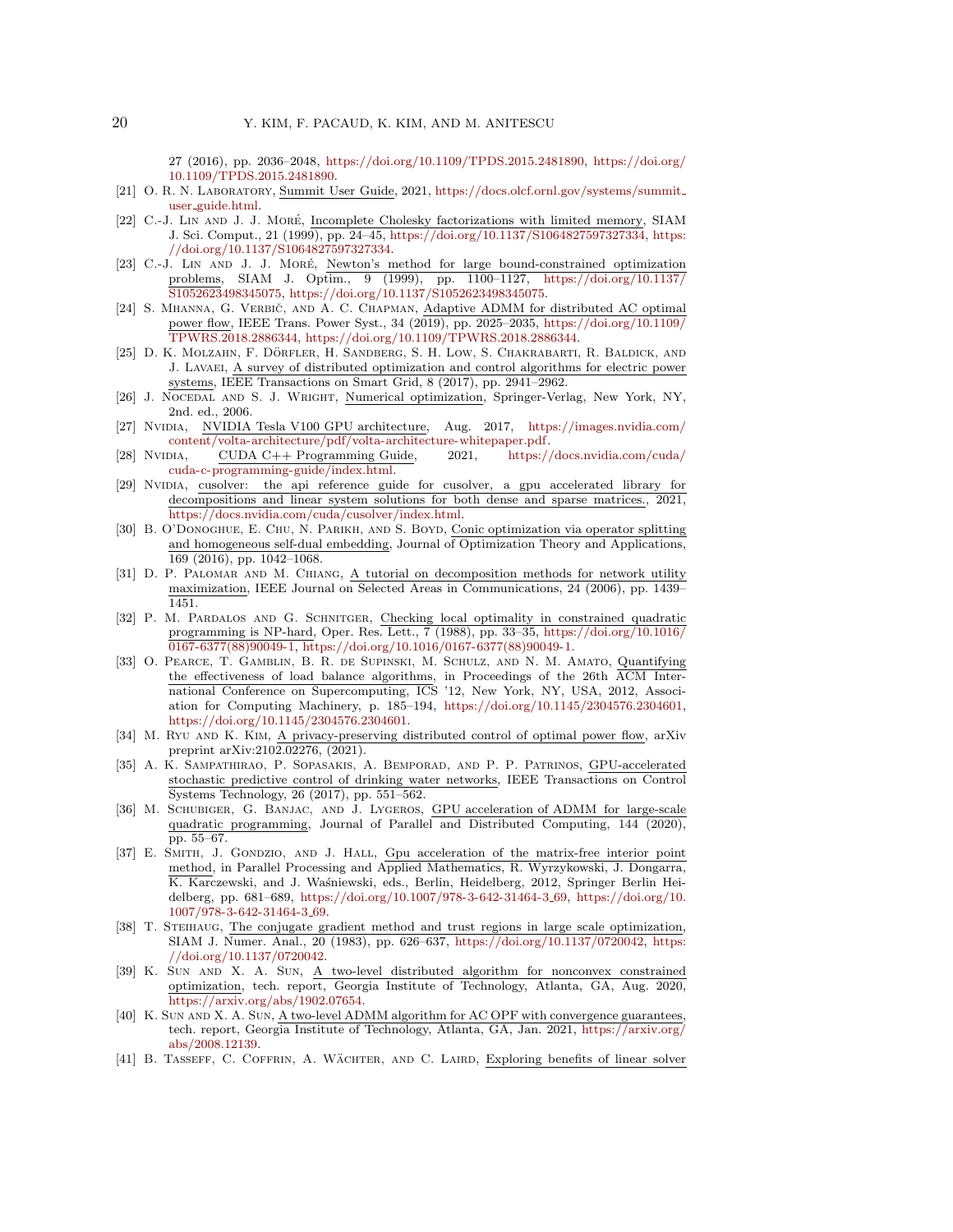27 (2016), pp. 2036–2048, https://doi.org/10.1109/TPDS.2015.2481890, https://doi.org/10.1109/TPDS.2015.2481890.

[21] O. R. N. Laboratory, Summit User Guide, 2021, https://docs.olcf.ornl.gov/systems/summit_user_guide.html.

[22] C.-J. Lin and J. J. Moré, Incomplete Cholesky factorizations with limited memory, SIAM J. Sci. Comput., 21 (1999), pp. 24–45, https://doi.org/10.1137/S1064827597327334, https://doi.org/10.1137/S1064827597327334.

[23] C.-J. Lin and J. J. Moré, Newton's method for large bound-constrained optimization problems, SIAM J. Optim., 9 (1999), pp. 1100–1127, https://doi.org/10.1137/S1052623498345075, https://doi.org/10.1137/S1052623498345075.

[24] S. Mhanna, G. Verbič, and A. C. Chapman, Adaptive ADMM for distributed AC optimal power flow, IEEE Trans. Power Syst., 34 (2019), pp. 2025–2035, https://doi.org/10.1109/TPWRS.2018.2886344, https://doi.org/10.1109/TPWRS.2018.2886344.

[25] D. K. Molzahn, F. Dörfler, H. Sandberg, S. H. Low, S. Chakrabarti, R. Baldick, and J. Lavaei, A survey of distributed optimization and control algorithms for electric power systems, IEEE Transactions on Smart Grid, 8 (2017), pp. 2941–2962.

[26] J. Nocedal and S. J. Wright, Numerical optimization, Springer-Verlag, New York, NY, 2nd. ed., 2006.

[27] Nvidia, NVIDIA Tesla V100 GPU architecture, Aug. 2017, https://images.nvidia.com/content/volta-architecture/pdf/volta-architecture-whitepaper.pdf.

[28] Nvidia, CUDA C++ Programming Guide, 2021, https://docs.nvidia.com/cuda/cuda-c-programming-guide/index.html.

[29] Nvidia, cusolver: the api reference guide for cusolver, a gpu accelerated library for decompositions and linear system solutions for both dense and sparse matrices., 2021, https://docs.nvidia.com/cuda/cusolver/index.html.

[30] B. O'Donoghue, E. Chu, N. Parikh, and S. Boyd, Conic optimization via operator splitting and homogeneous self-dual embedding, Journal of Optimization Theory and Applications, 169 (2016), pp. 1042–1068.

[31] D. P. Palomar and M. Chiang, A tutorial on decomposition methods for network utility maximization, IEEE Journal on Selected Areas in Communications, 24 (2006), pp. 1439–1451.

[32] P. M. Pardalos and G. Schnitger, Checking local optimality in constrained quadratic programming is NP-hard, Oper. Res. Lett., 7 (1988), pp. 33–35, https://doi.org/10.1016/0167-6377(88)90049-1, https://doi.org/10.1016/0167-6377(88)90049-1.

[33] O. Pearce, T. Gamblin, B. R. de Supinski, M. Schulz, and N. M. Amato, Quantifying the effectiveness of load balance algorithms, in Proceedings of the 26th ACM International Conference on Supercomputing, ICS '12, New York, NY, USA, 2012, Association for Computing Machinery, p. 185–194, https://doi.org/10.1145/2304576.2304601, https://doi.org/10.1145/2304576.2304601.

[34] M. Ryu and K. Kim, A privacy-preserving distributed control of optimal power flow, arXiv preprint arXiv:2102.02276, (2021).

[35] A. K. Sampathirao, P. Sopasakis, A. Bemporad, and P. P. Patrinos, GPU-accelerated stochastic predictive control of drinking water networks, IEEE Transactions on Control Systems Technology, 26 (2017), pp. 551–562.

[36] M. Schubiger, G. Banjac, and J. Lygeros, GPU acceleration of ADMM for large-scale quadratic programming, Journal of Parallel and Distributed Computing, 144 (2020), pp. 55–67.

[37] E. Smith, J. Gondzio, and J. Hall, Gpu acceleration of the matrix-free interior point method, in Parallel Processing and Applied Mathematics, R. Wyrzykowski, J. Dongarra, K. Karczewski, and J. Waśniewski, eds., Berlin, Heidelberg, 2012, Springer Berlin Heidelberg, pp. 681–689, https://doi.org/10.1007/978-3-642-31464-3_69, https://doi.org/10.1007/978-3-642-31464-3_69.

[38] T. Steihaug, The conjugate gradient method and trust regions in large scale optimization, SIAM J. Numer. Anal., 20 (1983), pp. 626–637, https://doi.org/10.1137/0720042, https://doi.org/10.1137/0720042.

[39] K. Sun and X. A. Sun, A two-level distributed algorithm for nonconvex constrained optimization, tech. report, Georgia Institute of Technology, Atlanta, GA, Aug. 2020, https://arxiv.org/abs/1902.07654.

[40] K. Sun and X. A. Sun, A two-level ADMM algorithm for AC OPF with convergence guarantees, tech. report, Georgia Institute of Technology, Atlanta, GA, Jan. 2021, https://arxiv.org/abs/2008.12139.

[41] B. Tasseff, C. Coffrin, A. Wächter, and C. Laird, Exploring benefits of linear solver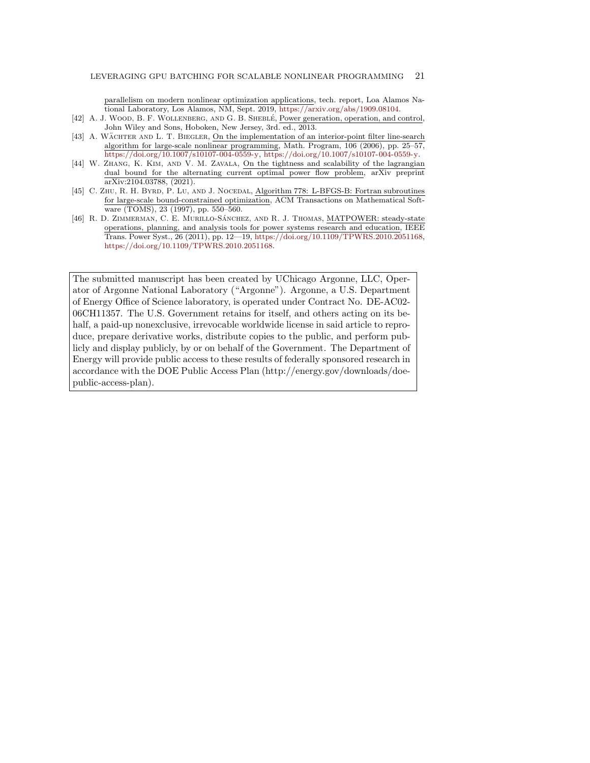parallelism on modern nonlinear optimization applications, tech. report, Loa Alamos National Laboratory, Los Alamos, NM, Sept. 2019, https://arxiv.org/abs/1909.08104.

[42] A. J. Wood, B. F. Wollenberg, and G. B. Sheblé, Power generation, operation, and control, John Wiley and Sons, Hoboken, New Jersey, 3rd. ed., 2013.

[43] A. Wächter and L. T. Biegler, On the implementation of an interior-point filter line-search algorithm for large-scale nonlinear programming, Math. Program, 106 (2006), pp. 25–57, https://doi.org/10.1007/s10107-004-0559-y, https://doi.org/10.1007/s10107-004-0559-y.

[44] W. Zhang, K. Kim, and V. M. Zavala, On the tightness and scalability of the lagrangian dual bound for the alternating current optimal power flow problem, arXiv preprint arXiv:2104.03788, (2021).

[45] C. Zhu, R. H. Byrd, P. Lu, and J. Nocedal, Algorithm 778: L-BFGS-B: Fortran subroutines for large-scale bound-constrained optimization, ACM Transactions on Mathematical Software (TOMS), 23 (1997), pp. 550–560.

[46] R. D. Zimmerman, C. E. Murillo-Sánchez, and R. J. Thomas, MATPOWER: steady-state operations, planning, and analysis tools for power systems research and education, IEEE Trans. Power Syst., 26 (2011), pp. 12—19, https://doi.org/10.1109/TPWRS.2010.2051168, https://doi.org/10.1109/TPWRS.2010.2051168.

The submitted manuscript has been created by UChicago Argonne, LLC, Operator of Argonne National Laboratory ("Argonne"). Argonne, a U.S. Department of Energy Office of Science laboratory, is operated under Contract No. DE-AC02-06CH11357. The U.S. Government retains for itself, and others acting on its behalf, a paid-up nonexclusive, irrevocable worldwide license in said article to reproduce, prepare derivative works, distribute copies to the public, and perform publicly and display publicly, by or on behalf of the Government. The Department of Energy will provide public access to these results of federally sponsored research in accordance with the DOE Public Access Plan (http://energy.gov/downloads/doe-public-access-plan).